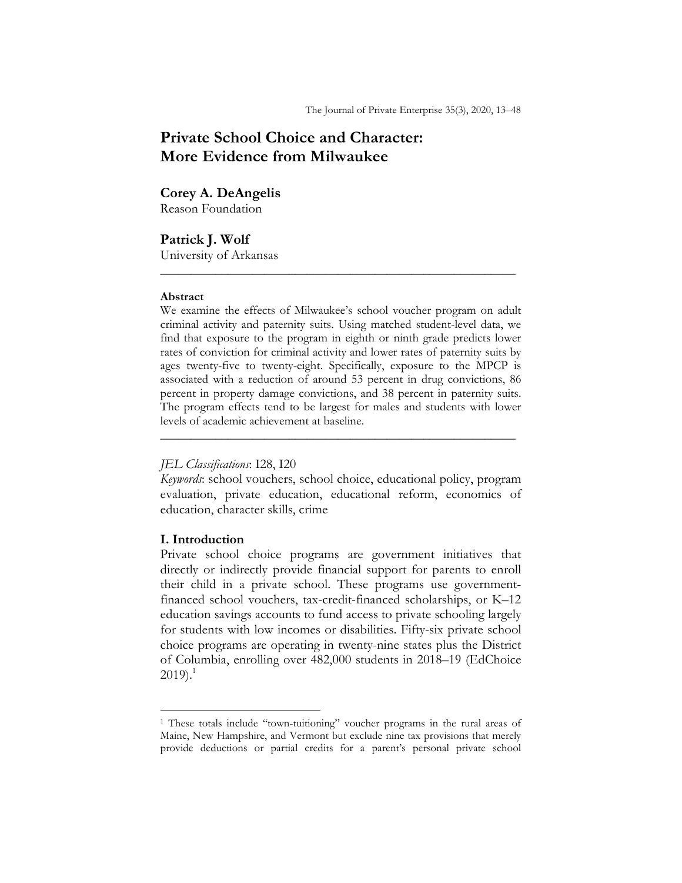# Private School Choice and Character: More Evidence from Milwaukee

**Corey A. DeAngelis**
Reason Foundation

**Patrick J. Wolf**
University of Arkansas

---

**Abstract**

We examine the effects of Milwaukee's school voucher program on adult criminal activity and paternity suits. Using matched student-level data, we find that exposure to the program in eighth or ninth grade predicts lower rates of conviction for criminal activity and lower rates of paternity suits by ages twenty-five to twenty-eight. Specifically, exposure to the MPCP is associated with a reduction of around 53 percent in drug convictions, 86 percent in property damage convictions, and 38 percent in paternity suits. The program effects tend to be largest for males and students with lower levels of academic achievement at baseline.

---

*JEL Classifications*: I28, I20

*Keywords*: school vouchers, school choice, educational policy, program evaluation, private education, educational reform, economics of education, character skills, crime

## I. Introduction

Private school choice programs are government initiatives that directly or indirectly provide financial support for parents to enroll their child in a private school. These programs use government-financed school vouchers, tax-credit-financed scholarships, or K–12 education savings accounts to fund access to private schooling largely for students with low incomes or disabilities. Fifty-six private school choice programs are operating in twenty-nine states plus the District of Columbia, enrolling over 482,000 students in 2018–19 (EdChoice 2019).[1]

[1] These totals include "town-tuitioning" voucher programs in the rural areas of Maine, New Hampshire, and Vermont but exclude nine tax provisions that merely provide deductions or partial credits for a parent's personal private school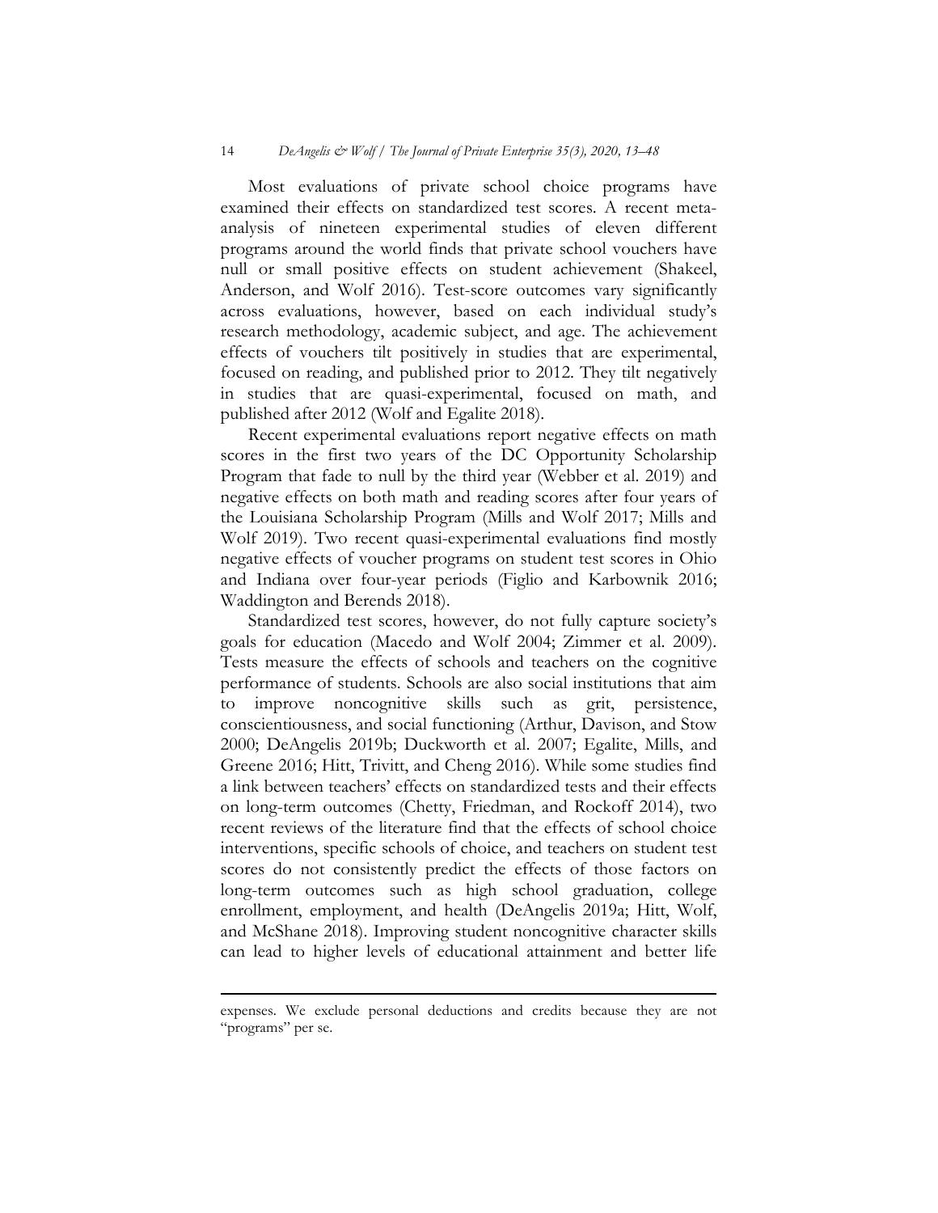Most evaluations of private school choice programs have examined their effects on standardized test scores. A recent meta-analysis of nineteen experimental studies of eleven different programs around the world finds that private school vouchers have null or small positive effects on student achievement (Shakeel, Anderson, and Wolf 2016). Test-score outcomes vary significantly across evaluations, however, based on each individual study's research methodology, academic subject, and age. The achievement effects of vouchers tilt positively in studies that are experimental, focused on reading, and published prior to 2012. They tilt negatively in studies that are quasi-experimental, focused on math, and published after 2012 (Wolf and Egalite 2018).

Recent experimental evaluations report negative effects on math scores in the first two years of the DC Opportunity Scholarship Program that fade to null by the third year (Webber et al. 2019) and negative effects on both math and reading scores after four years of the Louisiana Scholarship Program (Mills and Wolf 2017; Mills and Wolf 2019). Two recent quasi-experimental evaluations find mostly negative effects of voucher programs on student test scores in Ohio and Indiana over four-year periods (Figlio and Karbownik 2016; Waddington and Berends 2018).

Standardized test scores, however, do not fully capture society's goals for education (Macedo and Wolf 2004; Zimmer et al. 2009). Tests measure the effects of schools and teachers on the cognitive performance of students. Schools are also social institutions that aim to improve noncognitive skills such as grit, persistence, conscientiousness, and social functioning (Arthur, Davison, and Stow 2000; DeAngelis 2019b; Duckworth et al. 2007; Egalite, Mills, and Greene 2016; Hitt, Trivitt, and Cheng 2016). While some studies find a link between teachers' effects on standardized tests and their effects on long-term outcomes (Chetty, Friedman, and Rockoff 2014), two recent reviews of the literature find that the effects of school choice interventions, specific schools of choice, and teachers on student test scores do not consistently predict the effects of those factors on long-term outcomes such as high school graduation, college enrollment, employment, and health (DeAngelis 2019a; Hitt, Wolf, and McShane 2018). Improving student noncognitive character skills can lead to higher levels of educational attainment and better life

---

expenses. We exclude personal deductions and credits because they are not "programs" per se.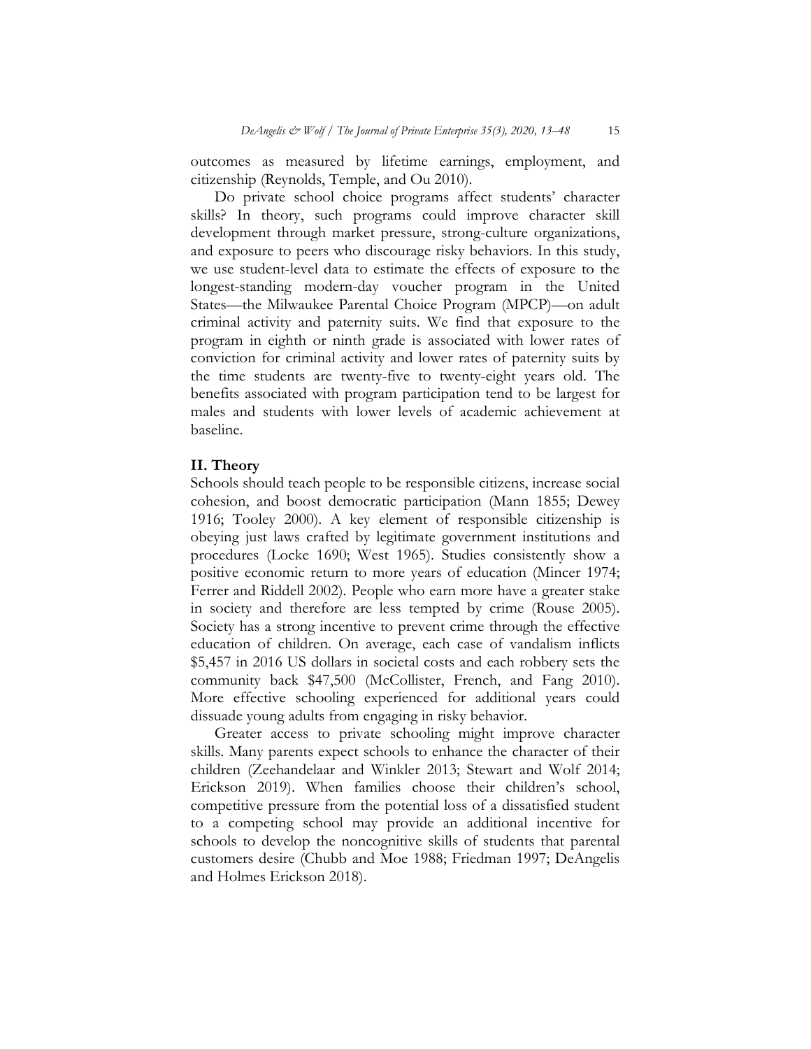outcomes as measured by lifetime earnings, employment, and citizenship (Reynolds, Temple, and Ou 2010).

Do private school choice programs affect students' character skills? In theory, such programs could improve character skill development through market pressure, strong-culture organizations, and exposure to peers who discourage risky behaviors. In this study, we use student-level data to estimate the effects of exposure to the longest-standing modern-day voucher program in the United States—the Milwaukee Parental Choice Program (MPCP)—on adult criminal activity and paternity suits. We find that exposure to the program in eighth or ninth grade is associated with lower rates of conviction for criminal activity and lower rates of paternity suits by the time students are twenty-five to twenty-eight years old. The benefits associated with program participation tend to be largest for males and students with lower levels of academic achievement at baseline.

## II. Theory

Schools should teach people to be responsible citizens, increase social cohesion, and boost democratic participation (Mann 1855; Dewey 1916; Tooley 2000). A key element of responsible citizenship is obeying just laws crafted by legitimate government institutions and procedures (Locke 1690; West 1965). Studies consistently show a positive economic return to more years of education (Mincer 1974; Ferrer and Riddell 2002). People who earn more have a greater stake in society and therefore are less tempted by crime (Rouse 2005). Society has a strong incentive to prevent crime through the effective education of children. On average, each case of vandalism inflicts $5,457 in 2016 US dollars in societal costs and each robbery sets the community back $47,500 (McCollister, French, and Fang 2010). More effective schooling experienced for additional years could dissuade young adults from engaging in risky behavior.

Greater access to private schooling might improve character skills. Many parents expect schools to enhance the character of their children (Zeehandelaar and Winkler 2013; Stewart and Wolf 2014; Erickson 2019). When families choose their children's school, competitive pressure from the potential loss of a dissatisfied student to a competing school may provide an additional incentive for schools to develop the noncognitive skills of students that parental customers desire (Chubb and Moe 1988; Friedman 1997; DeAngelis and Holmes Erickson 2018).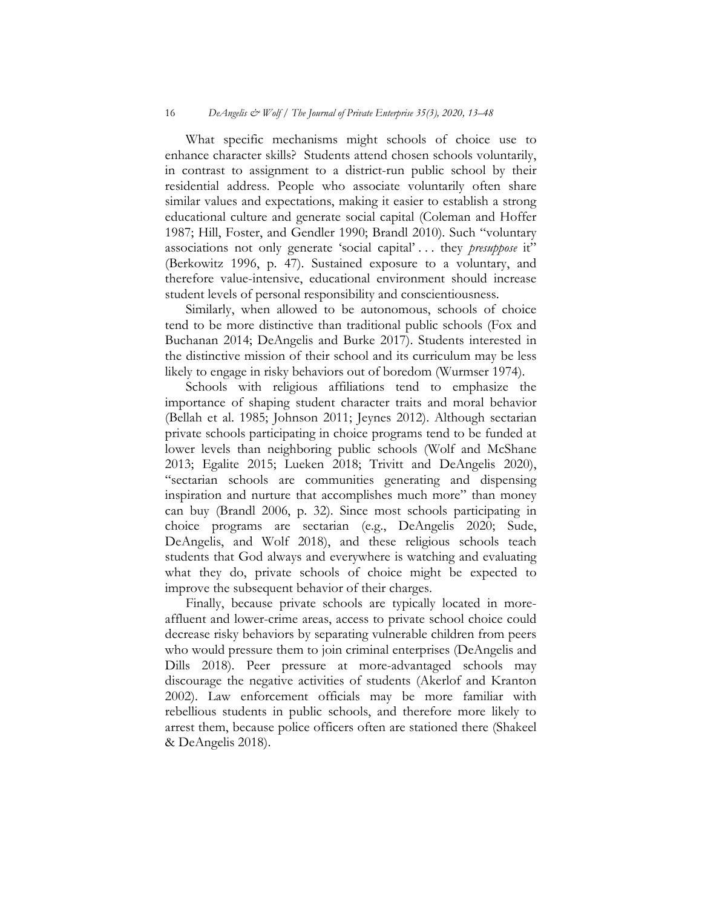What specific mechanisms might schools of choice use to enhance character skills? Students attend chosen schools voluntarily, in contrast to assignment to a district-run public school by their residential address. People who associate voluntarily often share similar values and expectations, making it easier to establish a strong educational culture and generate social capital (Coleman and Hoffer 1987; Hill, Foster, and Gendler 1990; Brandl 2010). Such "voluntary associations not only generate 'social capital' . . . they *presuppose* it" (Berkowitz 1996, p. 47). Sustained exposure to a voluntary, and therefore value-intensive, educational environment should increase student levels of personal responsibility and conscientiousness.

Similarly, when allowed to be autonomous, schools of choice tend to be more distinctive than traditional public schools (Fox and Buchanan 2014; DeAngelis and Burke 2017). Students interested in the distinctive mission of their school and its curriculum may be less likely to engage in risky behaviors out of boredom (Wurmser 1974).

Schools with religious affiliations tend to emphasize the importance of shaping student character traits and moral behavior (Bellah et al. 1985; Johnson 2011; Jeynes 2012). Although sectarian private schools participating in choice programs tend to be funded at lower levels than neighboring public schools (Wolf and McShane 2013; Egalite 2015; Lueken 2018; Trivitt and DeAngelis 2020), "sectarian schools are communities generating and dispensing inspiration and nurture that accomplishes much more" than money can buy (Brandl 2006, p. 32). Since most schools participating in choice programs are sectarian (e.g., DeAngelis 2020; Sude, DeAngelis, and Wolf 2018), and these religious schools teach students that God always and everywhere is watching and evaluating what they do, private schools of choice might be expected to improve the subsequent behavior of their charges.

Finally, because private schools are typically located in more-affluent and lower-crime areas, access to private school choice could decrease risky behaviors by separating vulnerable children from peers who would pressure them to join criminal enterprises (DeAngelis and Dills 2018). Peer pressure at more-advantaged schools may discourage the negative activities of students (Akerlof and Kranton 2002). Law enforcement officials may be more familiar with rebellious students in public schools, and therefore more likely to arrest them, because police officers often are stationed there (Shakeel & DeAngelis 2018).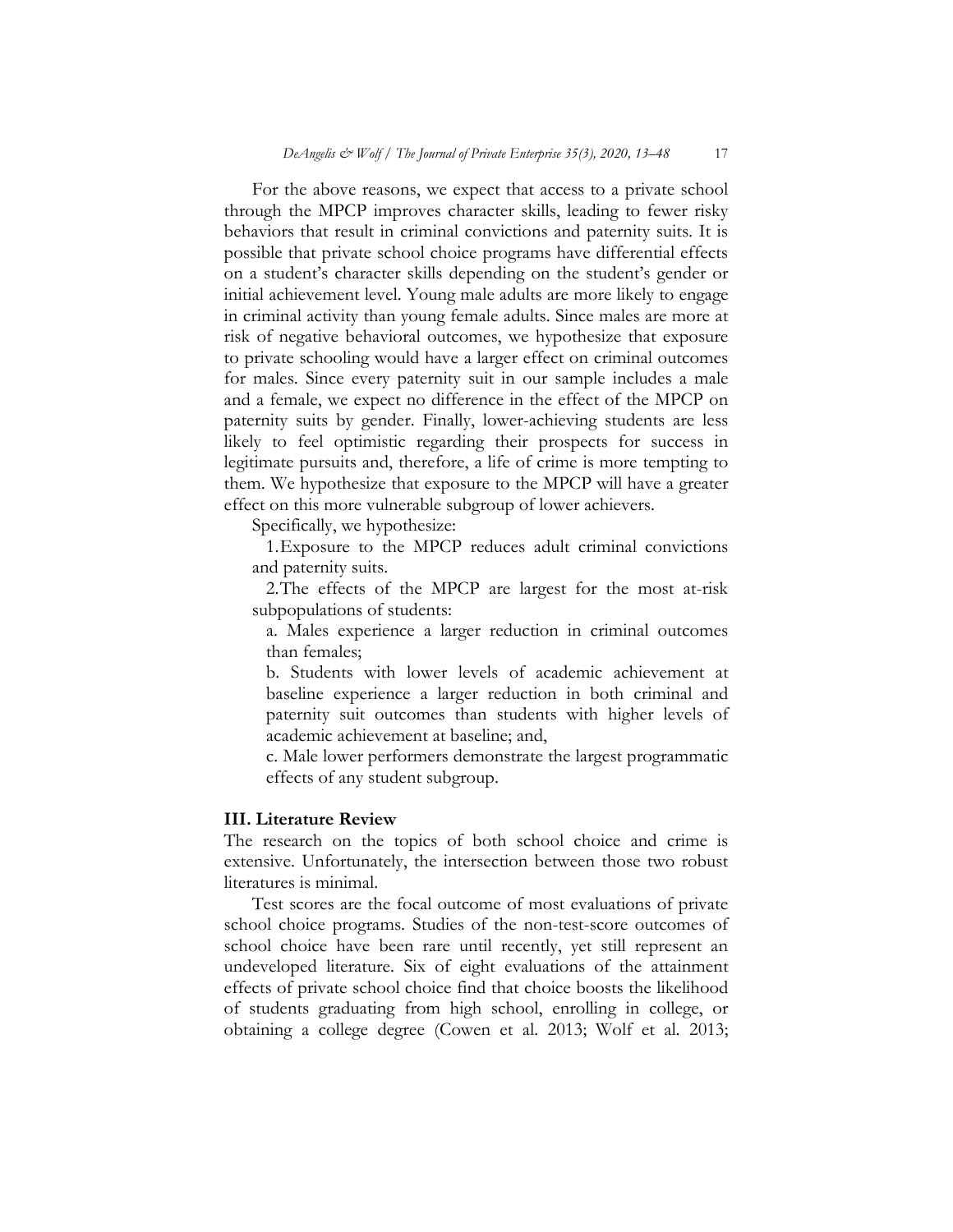For the above reasons, we expect that access to a private school through the MPCP improves character skills, leading to fewer risky behaviors that result in criminal convictions and paternity suits. It is possible that private school choice programs have differential effects on a student's character skills depending on the student's gender or initial achievement level. Young male adults are more likely to engage in criminal activity than young female adults. Since males are more at risk of negative behavioral outcomes, we hypothesize that exposure to private schooling would have a larger effect on criminal outcomes for males. Since every paternity suit in our sample includes a male and a female, we expect no difference in the effect of the MPCP on paternity suits by gender. Finally, lower-achieving students are less likely to feel optimistic regarding their prospects for success in legitimate pursuits and, therefore, a life of crime is more tempting to them. We hypothesize that exposure to the MPCP will have a greater effect on this more vulnerable subgroup of lower achievers.

Specifically, we hypothesize:

1. Exposure to the MPCP reduces adult criminal convictions and paternity suits.
2. The effects of the MPCP are largest for the most at-risk subpopulations of students:
   a. Males experience a larger reduction in criminal outcomes than females;
   b. Students with lower levels of academic achievement at baseline experience a larger reduction in both criminal and paternity suit outcomes than students with higher levels of academic achievement at baseline; and,
   c. Male lower performers demonstrate the largest programmatic effects of any student subgroup.

## III. Literature Review

The research on the topics of both school choice and crime is extensive. Unfortunately, the intersection between those two robust literatures is minimal.

Test scores are the focal outcome of most evaluations of private school choice programs. Studies of the non-test-score outcomes of school choice have been rare until recently, yet still represent an undeveloped literature. Six of eight evaluations of the attainment effects of private school choice find that choice boosts the likelihood of students graduating from high school, enrolling in college, or obtaining a college degree (Cowen et al. 2013; Wolf et al. 2013;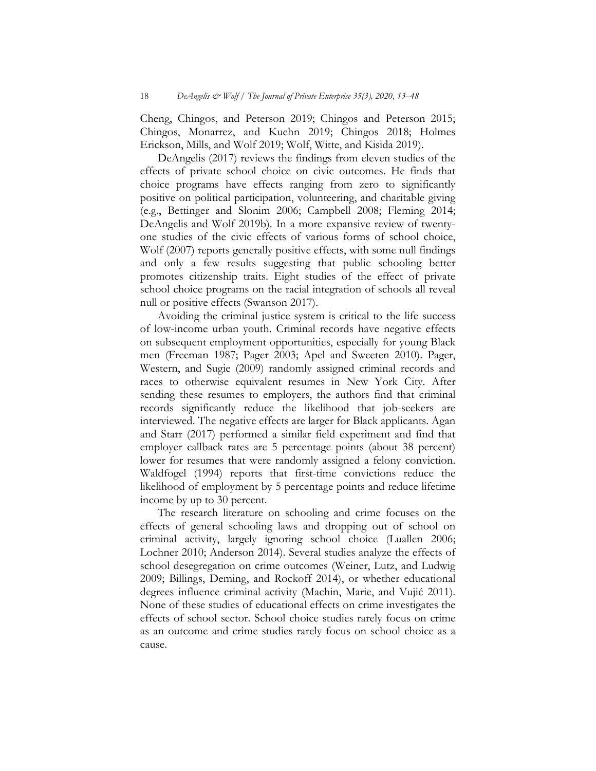Cheng, Chingos, and Peterson 2019; Chingos and Peterson 2015; Chingos, Monarrez, and Kuehn 2019; Chingos 2018; Holmes Erickson, Mills, and Wolf 2019; Wolf, Witte, and Kisida 2019).

DeAngelis (2017) reviews the findings from eleven studies of the effects of private school choice on civic outcomes. He finds that choice programs have effects ranging from zero to significantly positive on political participation, volunteering, and charitable giving (e.g., Bettinger and Slonim 2006; Campbell 2008; Fleming 2014; DeAngelis and Wolf 2019b). In a more expansive review of twenty-one studies of the civic effects of various forms of school choice, Wolf (2007) reports generally positive effects, with some null findings and only a few results suggesting that public schooling better promotes citizenship traits. Eight studies of the effect of private school choice programs on the racial integration of schools all reveal null or positive effects (Swanson 2017).

Avoiding the criminal justice system is critical to the life success of low-income urban youth. Criminal records have negative effects on subsequent employment opportunities, especially for young Black men (Freeman 1987; Pager 2003; Apel and Sweeten 2010). Pager, Western, and Sugie (2009) randomly assigned criminal records and races to otherwise equivalent resumes in New York City. After sending these resumes to employers, the authors find that criminal records significantly reduce the likelihood that job-seekers are interviewed. The negative effects are larger for Black applicants. Agan and Starr (2017) performed a similar field experiment and find that employer callback rates are 5 percentage points (about 38 percent) lower for resumes that were randomly assigned a felony conviction. Waldfogel (1994) reports that first-time convictions reduce the likelihood of employment by 5 percentage points and reduce lifetime income by up to 30 percent.

The research literature on schooling and crime focuses on the effects of general schooling laws and dropping out of school on criminal activity, largely ignoring school choice (Luallen 2006; Lochner 2010; Anderson 2014). Several studies analyze the effects of school desegregation on crime outcomes (Weiner, Lutz, and Ludwig 2009; Billings, Deming, and Rockoff 2014), or whether educational degrees influence criminal activity (Machin, Marie, and Vujić 2011). None of these studies of educational effects on crime investigates the effects of school sector. School choice studies rarely focus on crime as an outcome and crime studies rarely focus on school choice as a cause.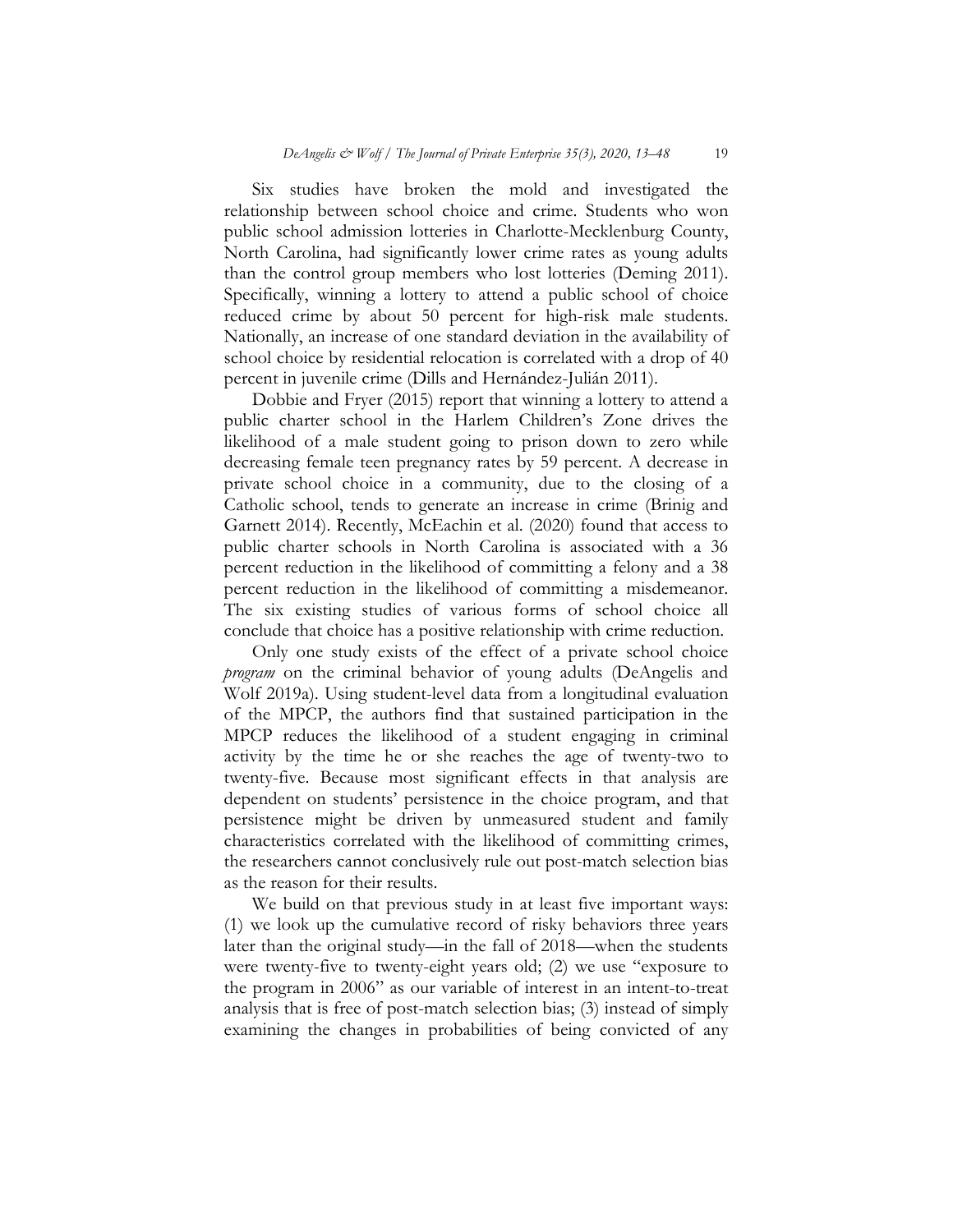Six studies have broken the mold and investigated the relationship between school choice and crime. Students who won public school admission lotteries in Charlotte-Mecklenburg County, North Carolina, had significantly lower crime rates as young adults than the control group members who lost lotteries (Deming 2011). Specifically, winning a lottery to attend a public school of choice reduced crime by about 50 percent for high-risk male students. Nationally, an increase of one standard deviation in the availability of school choice by residential relocation is correlated with a drop of 40 percent in juvenile crime (Dills and Hernández-Julián 2011).

Dobbie and Fryer (2015) report that winning a lottery to attend a public charter school in the Harlem Children's Zone drives the likelihood of a male student going to prison down to zero while decreasing female teen pregnancy rates by 59 percent. A decrease in private school choice in a community, due to the closing of a Catholic school, tends to generate an increase in crime (Brinig and Garnett 2014). Recently, McEachin et al. (2020) found that access to public charter schools in North Carolina is associated with a 36 percent reduction in the likelihood of committing a felony and a 38 percent reduction in the likelihood of committing a misdemeanor. The six existing studies of various forms of school choice all conclude that choice has a positive relationship with crime reduction.

Only one study exists of the effect of a private school choice *program* on the criminal behavior of young adults (DeAngelis and Wolf 2019a). Using student-level data from a longitudinal evaluation of the MPCP, the authors find that sustained participation in the MPCP reduces the likelihood of a student engaging in criminal activity by the time he or she reaches the age of twenty-two to twenty-five. Because most significant effects in that analysis are dependent on students' persistence in the choice program, and that persistence might be driven by unmeasured student and family characteristics correlated with the likelihood of committing crimes, the researchers cannot conclusively rule out post-match selection bias as the reason for their results.

We build on that previous study in at least five important ways: (1) we look up the cumulative record of risky behaviors three years later than the original study—in the fall of 2018—when the students were twenty-five to twenty-eight years old; (2) we use "exposure to the program in 2006" as our variable of interest in an intent-to-treat analysis that is free of post-match selection bias; (3) instead of simply examining the changes in probabilities of being convicted of any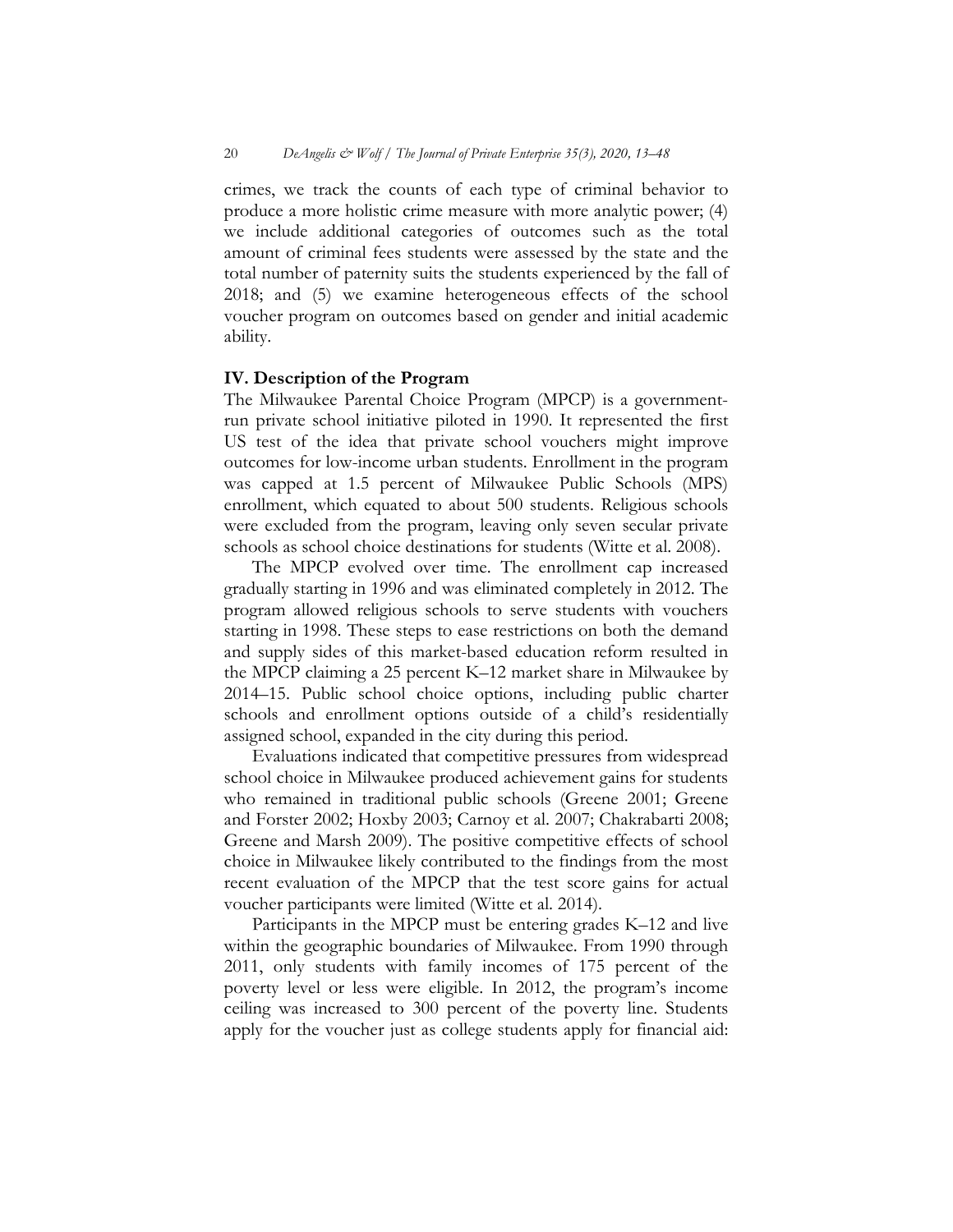crimes, we track the counts of each type of criminal behavior to produce a more holistic crime measure with more analytic power; (4) we include additional categories of outcomes such as the total amount of criminal fees students were assessed by the state and the total number of paternity suits the students experienced by the fall of 2018; and (5) we examine heterogeneous effects of the school voucher program on outcomes based on gender and initial academic ability.

## IV. Description of the Program

The Milwaukee Parental Choice Program (MPCP) is a government-run private school initiative piloted in 1990. It represented the first US test of the idea that private school vouchers might improve outcomes for low-income urban students. Enrollment in the program was capped at 1.5 percent of Milwaukee Public Schools (MPS) enrollment, which equated to about 500 students. Religious schools were excluded from the program, leaving only seven secular private schools as school choice destinations for students (Witte et al. 2008).

The MPCP evolved over time. The enrollment cap increased gradually starting in 1996 and was eliminated completely in 2012. The program allowed religious schools to serve students with vouchers starting in 1998. These steps to ease restrictions on both the demand and supply sides of this market-based education reform resulted in the MPCP claiming a 25 percent K–12 market share in Milwaukee by 2014–15. Public school choice options, including public charter schools and enrollment options outside of a child's residentially assigned school, expanded in the city during this period.

Evaluations indicated that competitive pressures from widespread school choice in Milwaukee produced achievement gains for students who remained in traditional public schools (Greene 2001; Greene and Forster 2002; Hoxby 2003; Carnoy et al. 2007; Chakrabarti 2008; Greene and Marsh 2009). The positive competitive effects of school choice in Milwaukee likely contributed to the findings from the most recent evaluation of the MPCP that the test score gains for actual voucher participants were limited (Witte et al. 2014).

Participants in the MPCP must be entering grades K–12 and live within the geographic boundaries of Milwaukee. From 1990 through 2011, only students with family incomes of 175 percent of the poverty level or less were eligible. In 2012, the program's income ceiling was increased to 300 percent of the poverty line. Students apply for the voucher just as college students apply for financial aid: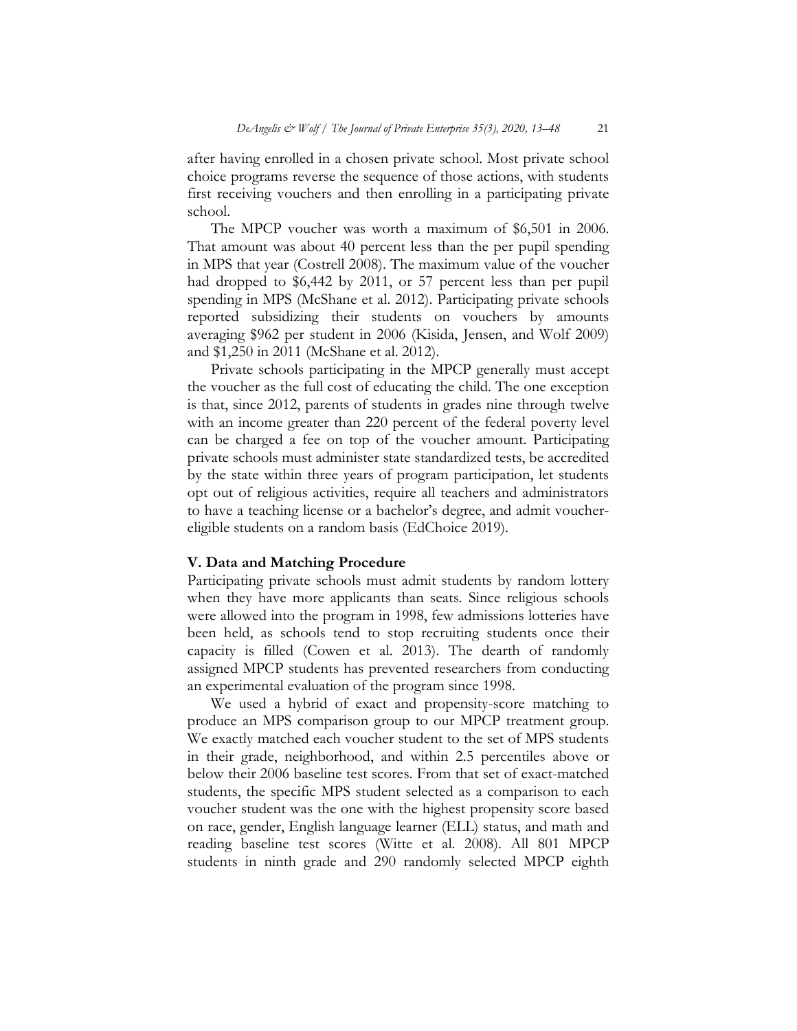after having enrolled in a chosen private school. Most private school choice programs reverse the sequence of those actions, with students first receiving vouchers and then enrolling in a participating private school.

The MPCP voucher was worth a maximum of $6,501 in 2006. That amount was about 40 percent less than the per pupil spending in MPS that year (Costrell 2008). The maximum value of the voucher had dropped to $6,442 by 2011, or 57 percent less than per pupil spending in MPS (McShane et al. 2012). Participating private schools reported subsidizing their students on vouchers by amounts averaging $962 per student in 2006 (Kisida, Jensen, and Wolf 2009) and $1,250 in 2011 (McShane et al. 2012).

Private schools participating in the MPCP generally must accept the voucher as the full cost of educating the child. The one exception is that, since 2012, parents of students in grades nine through twelve with an income greater than 220 percent of the federal poverty level can be charged a fee on top of the voucher amount. Participating private schools must administer state standardized tests, be accredited by the state within three years of program participation, let students opt out of religious activities, require all teachers and administrators to have a teaching license or a bachelor's degree, and admit voucher-eligible students on a random basis (EdChoice 2019).

## V. Data and Matching Procedure

Participating private schools must admit students by random lottery when they have more applicants than seats. Since religious schools were allowed into the program in 1998, few admissions lotteries have been held, as schools tend to stop recruiting students once their capacity is filled (Cowen et al. 2013). The dearth of randomly assigned MPCP students has prevented researchers from conducting an experimental evaluation of the program since 1998.

We used a hybrid of exact and propensity-score matching to produce an MPS comparison group to our MPCP treatment group. We exactly matched each voucher student to the set of MPS students in their grade, neighborhood, and within 2.5 percentiles above or below their 2006 baseline test scores. From that set of exact-matched students, the specific MPS student selected as a comparison to each voucher student was the one with the highest propensity score based on race, gender, English language learner (ELL) status, and math and reading baseline test scores (Witte et al. 2008). All 801 MPCP students in ninth grade and 290 randomly selected MPCP eighth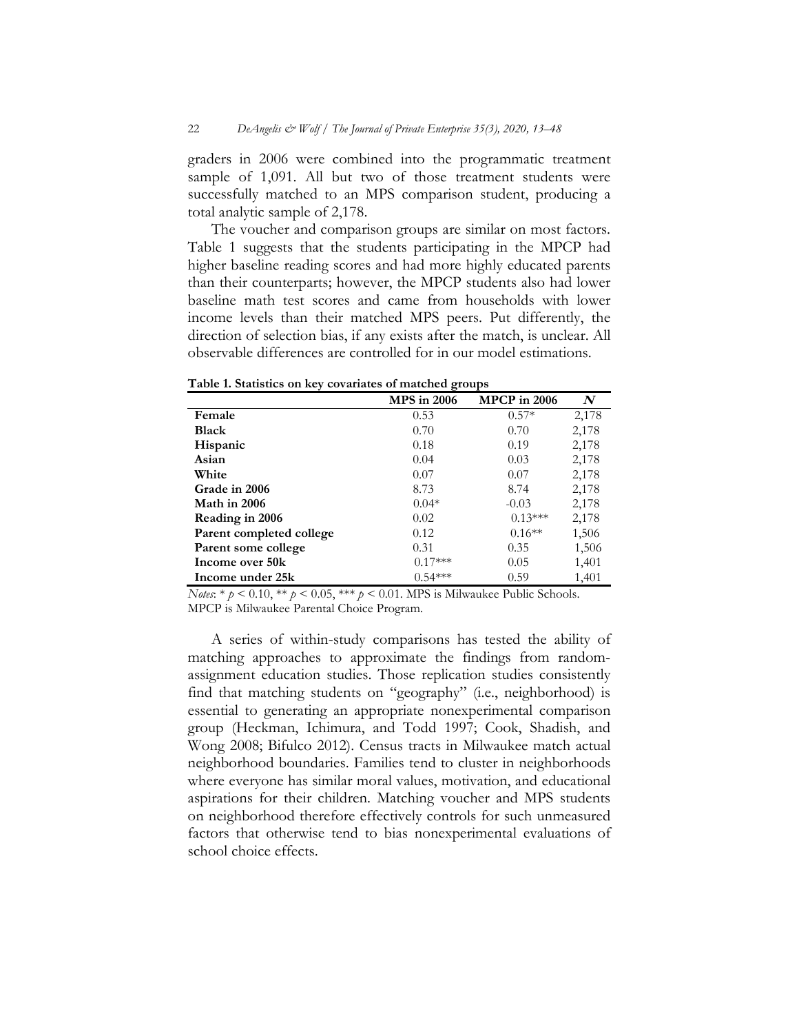graders in 2006 were combined into the programmatic treatment sample of 1,091. All but two of those treatment students were successfully matched to an MPS comparison student, producing a total analytic sample of 2,178.

The voucher and comparison groups are similar on most factors. Table 1 suggests that the students participating in the MPCP had higher baseline reading scores and had more highly educated parents than their counterparts; however, the MPCP students also had lower baseline math test scores and came from households with lower income levels than their matched MPS peers. Put differently, the direction of selection bias, if any exists after the match, is unclear. All observable differences are controlled for in our model estimations.

**Table 1. Statistics on key covariates of matched groups**

| | **MPS in 2006** | **MPCP in 2006** | ***N*** |
|---|---|---|---|
| **Female** | 0.53 | 0.57* | 2,178 |
| **Black** | 0.70 | 0.70 | 2,178 |
| **Hispanic** | 0.18 | 0.19 | 2,178 |
| **Asian** | 0.04 | 0.03 | 2,178 |
| **White** | 0.07 | 0.07 | 2,178 |
| **Grade in 2006** | 8.73 | 8.74 | 2,178 |
| **Math in 2006** | 0.04* | -0.03 | 2,178 |
| **Reading in 2006** | 0.02 | 0.13*** | 2,178 |
| **Parent completed college** | 0.12 | 0.16** | 1,506 |
| **Parent some college** | 0.31 | 0.35 | 1,506 |
| **Income over 50k** | 0.17*** | 0.05 | 1,401 |
| **Income under 25k** | 0.54*** | 0.59 | 1,401 |

*Notes*: * $p < 0.10$, ** $p < 0.05$, *** $p < 0.01$. MPS is Milwaukee Public Schools. MPCP is Milwaukee Parental Choice Program.

A series of within-study comparisons has tested the ability of matching approaches to approximate the findings from random-assignment education studies. Those replication studies consistently find that matching students on "geography" (i.e., neighborhood) is essential to generating an appropriate nonexperimental comparison group (Heckman, Ichimura, and Todd 1997; Cook, Shadish, and Wong 2008; Bifulco 2012). Census tracts in Milwaukee match actual neighborhood boundaries. Families tend to cluster in neighborhoods where everyone has similar moral values, motivation, and educational aspirations for their children. Matching voucher and MPS students on neighborhood therefore effectively controls for such unmeasured factors that otherwise tend to bias nonexperimental evaluations of school choice effects.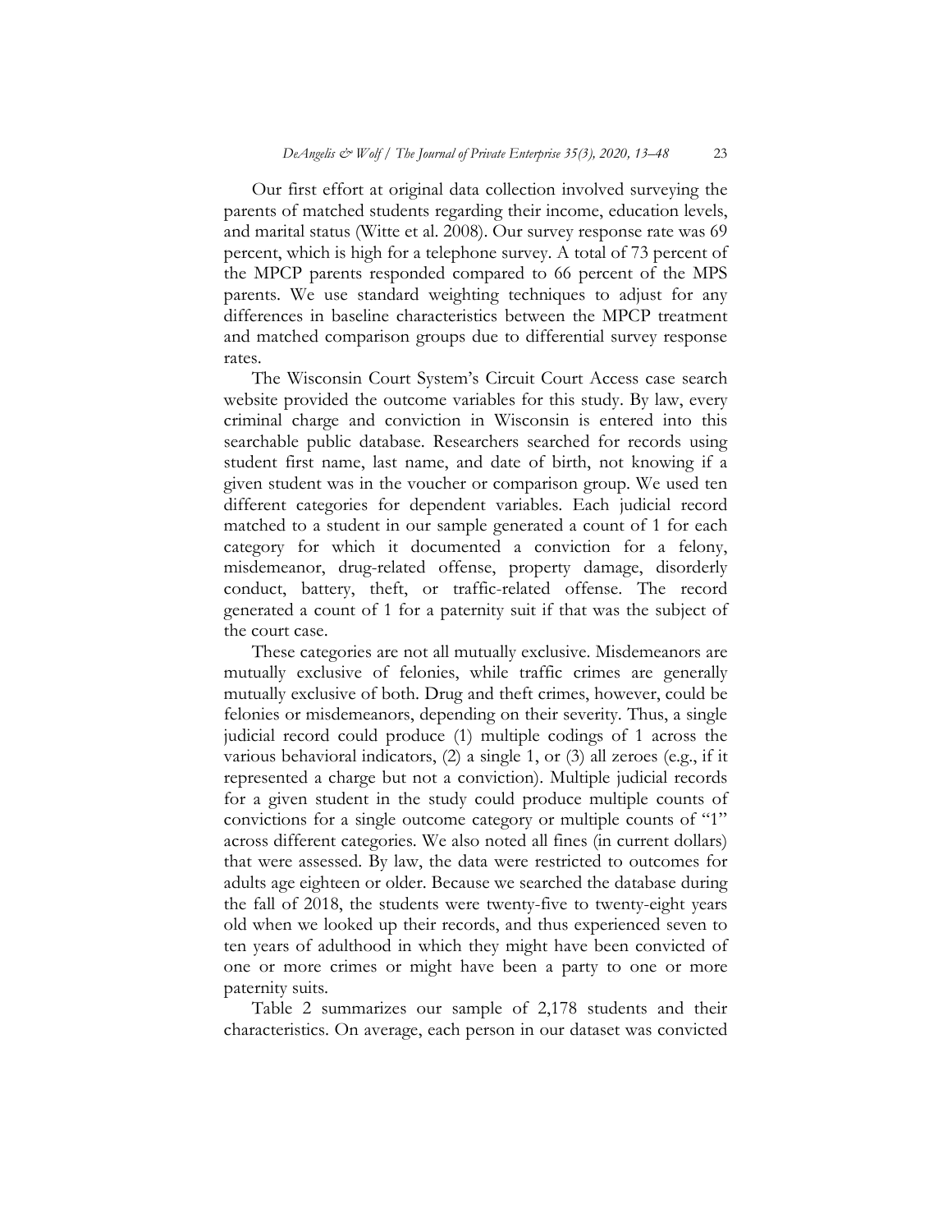Our first effort at original data collection involved surveying the parents of matched students regarding their income, education levels, and marital status (Witte et al. 2008). Our survey response rate was 69 percent, which is high for a telephone survey. A total of 73 percent of the MPCP parents responded compared to 66 percent of the MPS parents. We use standard weighting techniques to adjust for any differences in baseline characteristics between the MPCP treatment and matched comparison groups due to differential survey response rates.

The Wisconsin Court System's Circuit Court Access case search website provided the outcome variables for this study. By law, every criminal charge and conviction in Wisconsin is entered into this searchable public database. Researchers searched for records using student first name, last name, and date of birth, not knowing if a given student was in the voucher or comparison group. We used ten different categories for dependent variables. Each judicial record matched to a student in our sample generated a count of 1 for each category for which it documented a conviction for a felony, misdemeanor, drug-related offense, property damage, disorderly conduct, battery, theft, or traffic-related offense. The record generated a count of 1 for a paternity suit if that was the subject of the court case.

These categories are not all mutually exclusive. Misdemeanors are mutually exclusive of felonies, while traffic crimes are generally mutually exclusive of both. Drug and theft crimes, however, could be felonies or misdemeanors, depending on their severity. Thus, a single judicial record could produce (1) multiple codings of 1 across the various behavioral indicators, (2) a single 1, or (3) all zeroes (e.g., if it represented a charge but not a conviction). Multiple judicial records for a given student in the study could produce multiple counts of convictions for a single outcome category or multiple counts of "1" across different categories. We also noted all fines (in current dollars) that were assessed. By law, the data were restricted to outcomes for adults age eighteen or older. Because we searched the database during the fall of 2018, the students were twenty-five to twenty-eight years old when we looked up their records, and thus experienced seven to ten years of adulthood in which they might have been convicted of one or more crimes or might have been a party to one or more paternity suits.

Table 2 summarizes our sample of 2,178 students and their characteristics. On average, each person in our dataset was convicted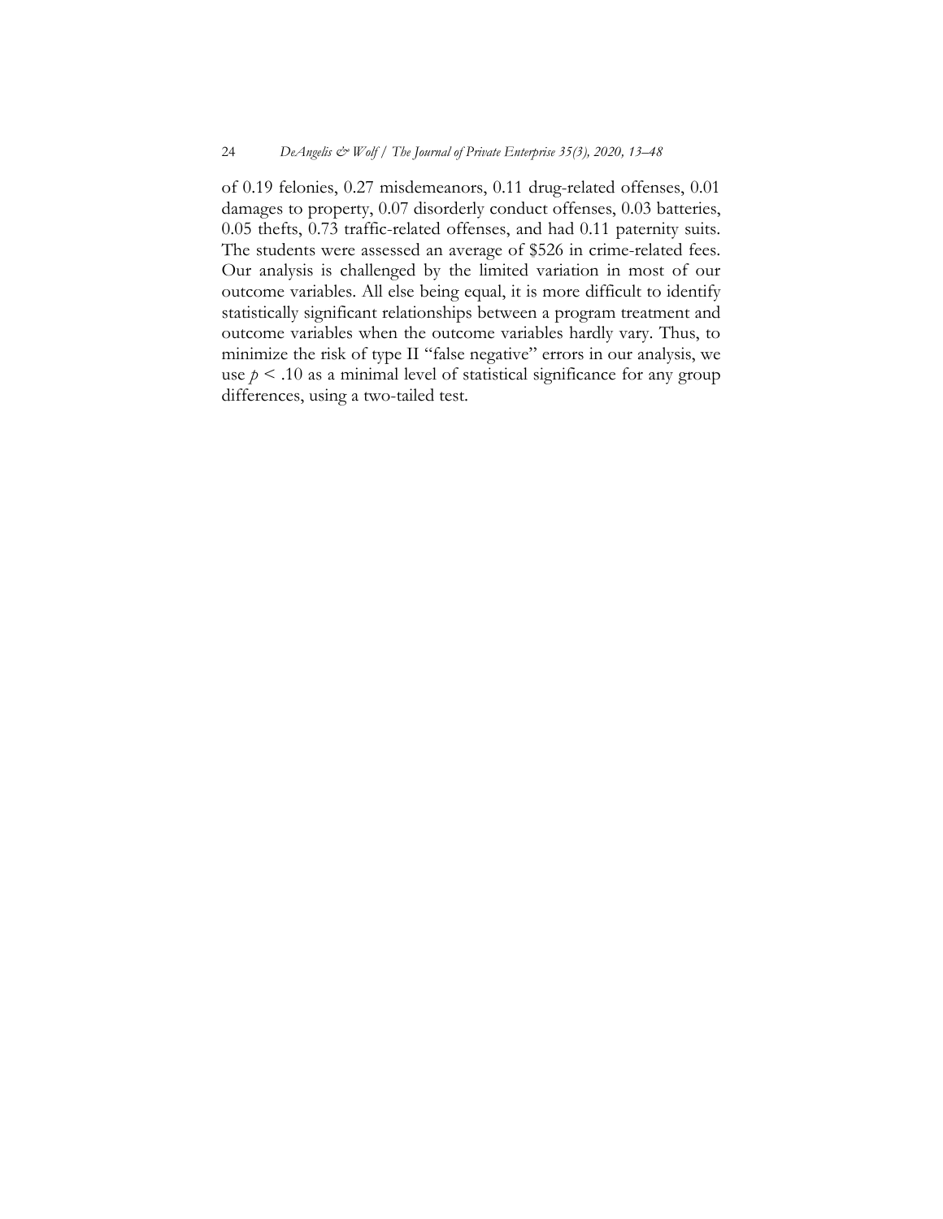of 0.19 felonies, 0.27 misdemeanors, 0.11 drug-related offenses, 0.01 damages to property, 0.07 disorderly conduct offenses, 0.03 batteries, 0.05 thefts, 0.73 traffic-related offenses, and had 0.11 paternity suits. The students were assessed an average of $526 in crime-related fees. Our analysis is challenged by the limited variation in most of our outcome variables. All else being equal, it is more difficult to identify statistically significant relationships between a program treatment and outcome variables when the outcome variables hardly vary. Thus, to minimize the risk of type II "false negative" errors in our analysis, we use $p < .10$ as a minimal level of statistical significance for any group differences, using a two-tailed test.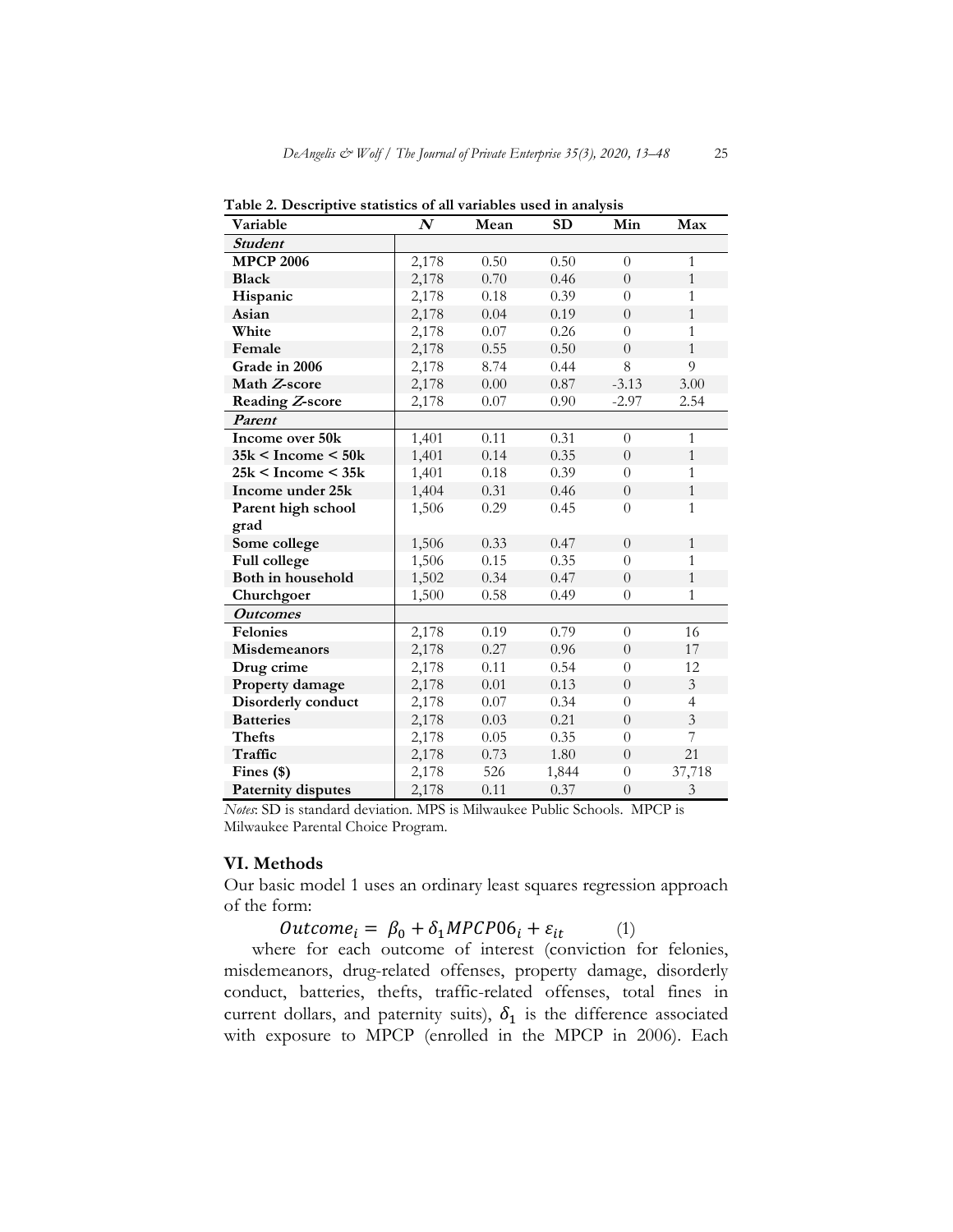**Table 2. Descriptive statistics of all variables used in analysis**

| Variable | *N* | Mean | SD | Min | Max |
|---|---|---|---|---|---|
| ***Student*** | | | | | |
| **MPCP 2006** | 2,178 | 0.50 | 0.50 | 0 | 1 |
| **Black** | 2,178 | 0.70 | 0.46 | 0 | 1 |
| **Hispanic** | 2,178 | 0.18 | 0.39 | 0 | 1 |
| **Asian** | 2,178 | 0.04 | 0.19 | 0 | 1 |
| **White** | 2,178 | 0.07 | 0.26 | 0 | 1 |
| **Female** | 2,178 | 0.55 | 0.50 | 0 | 1 |
| **Grade in 2006** | 2,178 | 8.74 | 0.44 | 8 | 9 |
| **Math *Z*-score** | 2,178 | 0.00 | 0.87 | -3.13 | 3.00 |
| **Reading *Z*-score** | 2,178 | 0.07 | 0.90 | -2.97 | 2.54 |
| ***Parent*** | | | | | |
| **Income over 50k** | 1,401 | 0.11 | 0.31 | 0 | 1 |
| **35k < Income < 50k** | 1,401 | 0.14 | 0.35 | 0 | 1 |
| **25k < Income < 35k** | 1,401 | 0.18 | 0.39 | 0 | 1 |
| **Income under 25k** | 1,404 | 0.31 | 0.46 | 0 | 1 |
| **Parent high school grad** | 1,506 | 0.29 | 0.45 | 0 | 1 |
| **Some college** | 1,506 | 0.33 | 0.47 | 0 | 1 |
| **Full college** | 1,506 | 0.15 | 0.35 | 0 | 1 |
| **Both in household** | 1,502 | 0.34 | 0.47 | 0 | 1 |
| **Churchgoer** | 1,500 | 0.58 | 0.49 | 0 | 1 |
| ***Outcomes*** | | | | | |
| **Felonies** | 2,178 | 0.19 | 0.79 | 0 | 16 |
| **Misdemeanors** | 2,178 | 0.27 | 0.96 | 0 | 17 |
| **Drug crime** | 2,178 | 0.11 | 0.54 | 0 | 12 |
| **Property damage** | 2,178 | 0.01 | 0.13 | 0 | 3 |
| **Disorderly conduct** | 2,178 | 0.07 | 0.34 | 0 | 4 |
| **Batteries** | 2,178 | 0.03 | 0.21 | 0 | 3 |
| **Thefts** | 2,178 | 0.05 | 0.35 | 0 | 7 |
| **Traffic** | 2,178 | 0.73 | 1.80 | 0 | 21 |
| **Fines ($)** | 2,178 | 526 | 1,844 | 0 | 37,718 |
| **Paternity disputes** | 2,178 | 0.11 | 0.37 | 0 | 3 |

*Notes*: SD is standard deviation. MPS is Milwaukee Public Schools. MPCP is Milwaukee Parental Choice Program.

## VI. Methods

Our basic model 1 uses an ordinary least squares regression approach of the form:

$$Outcome_i = \beta_0 + \delta_1 MPCP06_i + \varepsilon_{it} \qquad (1)$$

where for each outcome of interest (conviction for felonies, misdemeanors, drug-related offenses, property damage, disorderly conduct, batteries, thefts, traffic-related offenses, total fines in current dollars, and paternity suits), $\delta_1$ is the difference associated with exposure to MPCP (enrolled in the MPCP in 2006). Each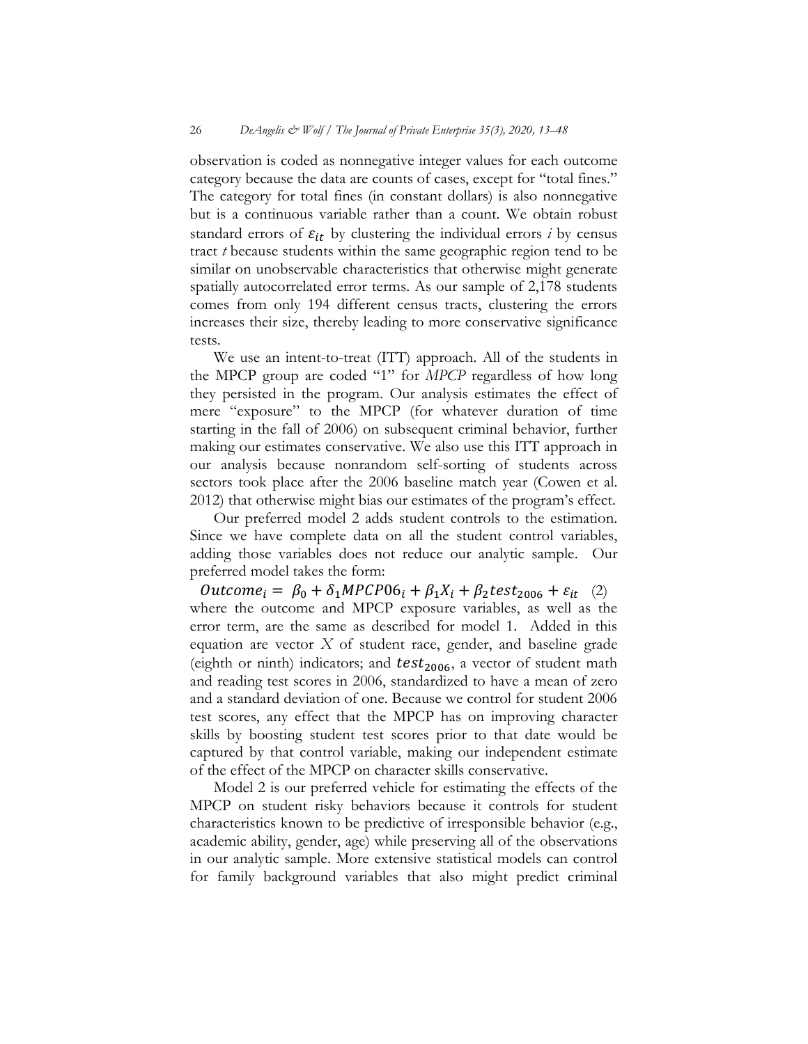observation is coded as nonnegative integer values for each outcome category because the data are counts of cases, except for "total fines." The category for total fines (in constant dollars) is also nonnegative but is a continuous variable rather than a count. We obtain robust standard errors of $\varepsilon_{it}$ by clustering the individual errors *i* by census tract *t* because students within the same geographic region tend to be similar on unobservable characteristics that otherwise might generate spatially autocorrelated error terms. As our sample of 2,178 students comes from only 194 different census tracts, clustering the errors increases their size, thereby leading to more conservative significance tests.

We use an intent-to-treat (ITT) approach. All of the students in the MPCP group are coded "1" for *MPCP* regardless of how long they persisted in the program. Our analysis estimates the effect of mere "exposure" to the MPCP (for whatever duration of time starting in the fall of 2006) on subsequent criminal behavior, further making our estimates conservative. We also use this ITT approach in our analysis because nonrandom self-sorting of students across sectors took place after the 2006 baseline match year (Cowen et al. 2012) that otherwise might bias our estimates of the program's effect.

Our preferred model 2 adds student controls to the estimation. Since we have complete data on all the student control variables, adding those variables does not reduce our analytic sample. Our preferred model takes the form:

$$Outcome_i = \beta_0 + \delta_1 MPCP06_i + \beta_1 X_i + \beta_2 test_{2006} + \varepsilon_{it} \quad (2)$$

where the outcome and MPCP exposure variables, as well as the error term, are the same as described for model 1. Added in this equation are vector $X$ of student race, gender, and baseline grade (eighth or ninth) indicators; and $test_{2006}$, a vector of student math and reading test scores in 2006, standardized to have a mean of zero and a standard deviation of one. Because we control for student 2006 test scores, any effect that the MPCP has on improving character skills by boosting student test scores prior to that date would be captured by that control variable, making our independent estimate of the effect of the MPCP on character skills conservative.

Model 2 is our preferred vehicle for estimating the effects of the MPCP on student risky behaviors because it controls for student characteristics known to be predictive of irresponsible behavior (e.g., academic ability, gender, age) while preserving all of the observations in our analytic sample. More extensive statistical models can control for family background variables that also might predict criminal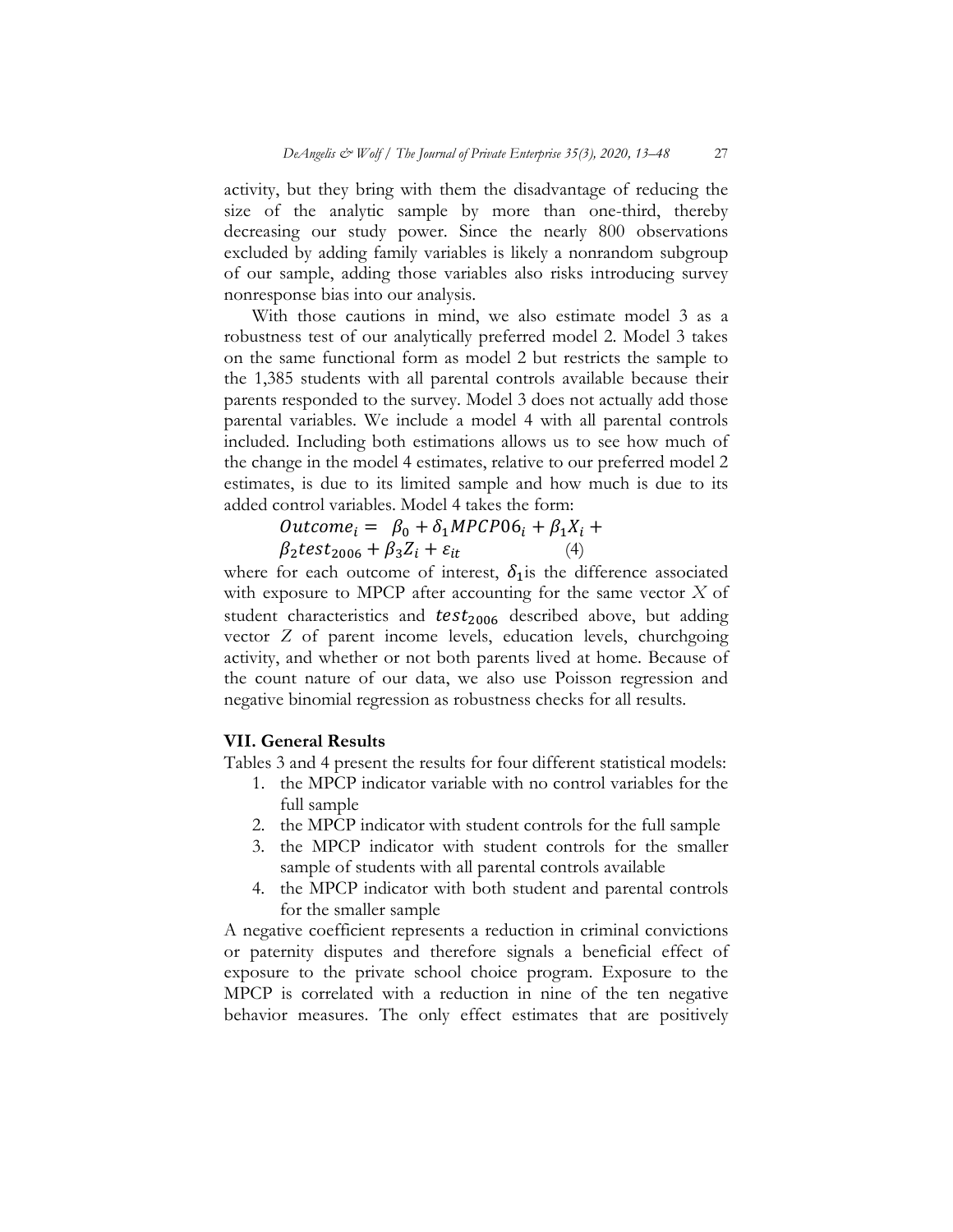activity, but they bring with them the disadvantage of reducing the size of the analytic sample by more than one-third, thereby decreasing our study power. Since the nearly 800 observations excluded by adding family variables is likely a nonrandom subgroup of our sample, adding those variables also risks introducing survey nonresponse bias into our analysis.

With those cautions in mind, we also estimate model 3 as a robustness test of our analytically preferred model 2. Model 3 takes on the same functional form as model 2 but restricts the sample to the 1,385 students with all parental controls available because their parents responded to the survey. Model 3 does not actually add those parental variables. We include a model 4 with all parental controls included. Including both estimations allows us to see how much of the change in the model 4 estimates, relative to our preferred model 2 estimates, is due to its limited sample and how much is due to its added control variables. Model 4 takes the form:

$$Outcome_i = \beta_0 + \delta_1 MPCP06_i + \beta_1 X_i + \beta_2 test_{2006} + \beta_3 Z_i + \varepsilon_{it} \quad (4)$$

where for each outcome of interest, $\delta_1$ is the difference associated with exposure to MPCP after accounting for the same vector $X$ of student characteristics and $test_{2006}$ described above, but adding vector $Z$ of parent income levels, education levels, churchgoing activity, and whether or not both parents lived at home. Because of the count nature of our data, we also use Poisson regression and negative binomial regression as robustness checks for all results.

## VII. General Results

Tables 3 and 4 present the results for four different statistical models:

1. the MPCP indicator variable with no control variables for the full sample
2. the MPCP indicator with student controls for the full sample
3. the MPCP indicator with student controls for the smaller sample of students with all parental controls available
4. the MPCP indicator with both student and parental controls for the smaller sample

A negative coefficient represents a reduction in criminal convictions or paternity disputes and therefore signals a beneficial effect of exposure to the private school choice program. Exposure to the MPCP is correlated with a reduction in nine of the ten negative behavior measures. The only effect estimates that are positively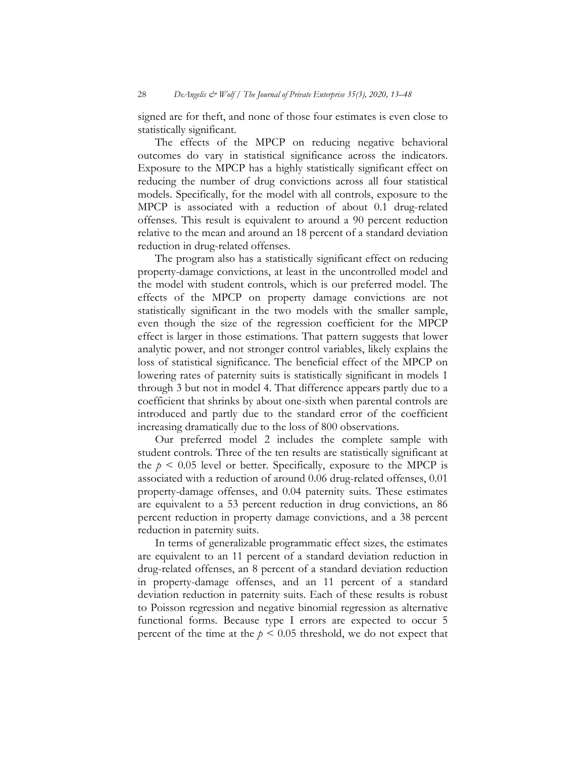signed are for theft, and none of those four estimates is even close to statistically significant.

The effects of the MPCP on reducing negative behavioral outcomes do vary in statistical significance across the indicators. Exposure to the MPCP has a highly statistically significant effect on reducing the number of drug convictions across all four statistical models. Specifically, for the model with all controls, exposure to the MPCP is associated with a reduction of about 0.1 drug-related offenses. This result is equivalent to around a 90 percent reduction relative to the mean and around an 18 percent of a standard deviation reduction in drug-related offenses.

The program also has a statistically significant effect on reducing property-damage convictions, at least in the uncontrolled model and the model with student controls, which is our preferred model. The effects of the MPCP on property damage convictions are not statistically significant in the two models with the smaller sample, even though the size of the regression coefficient for the MPCP effect is larger in those estimations. That pattern suggests that lower analytic power, and not stronger control variables, likely explains the loss of statistical significance. The beneficial effect of the MPCP on lowering rates of paternity suits is statistically significant in models 1 through 3 but not in model 4. That difference appears partly due to a coefficient that shrinks by about one-sixth when parental controls are introduced and partly due to the standard error of the coefficient increasing dramatically due to the loss of 800 observations.

Our preferred model 2 includes the complete sample with student controls. Three of the ten results are statistically significant at the $p < 0.05$ level or better. Specifically, exposure to the MPCP is associated with a reduction of around 0.06 drug-related offenses, 0.01 property-damage offenses, and 0.04 paternity suits. These estimates are equivalent to a 53 percent reduction in drug convictions, an 86 percent reduction in property damage convictions, and a 38 percent reduction in paternity suits.

In terms of generalizable programmatic effect sizes, the estimates are equivalent to an 11 percent of a standard deviation reduction in drug-related offenses, an 8 percent of a standard deviation reduction in property-damage offenses, and an 11 percent of a standard deviation reduction in paternity suits. Each of these results is robust to Poisson regression and negative binomial regression as alternative functional forms. Because type I errors are expected to occur 5 percent of the time at the $p < 0.05$ threshold, we do not expect that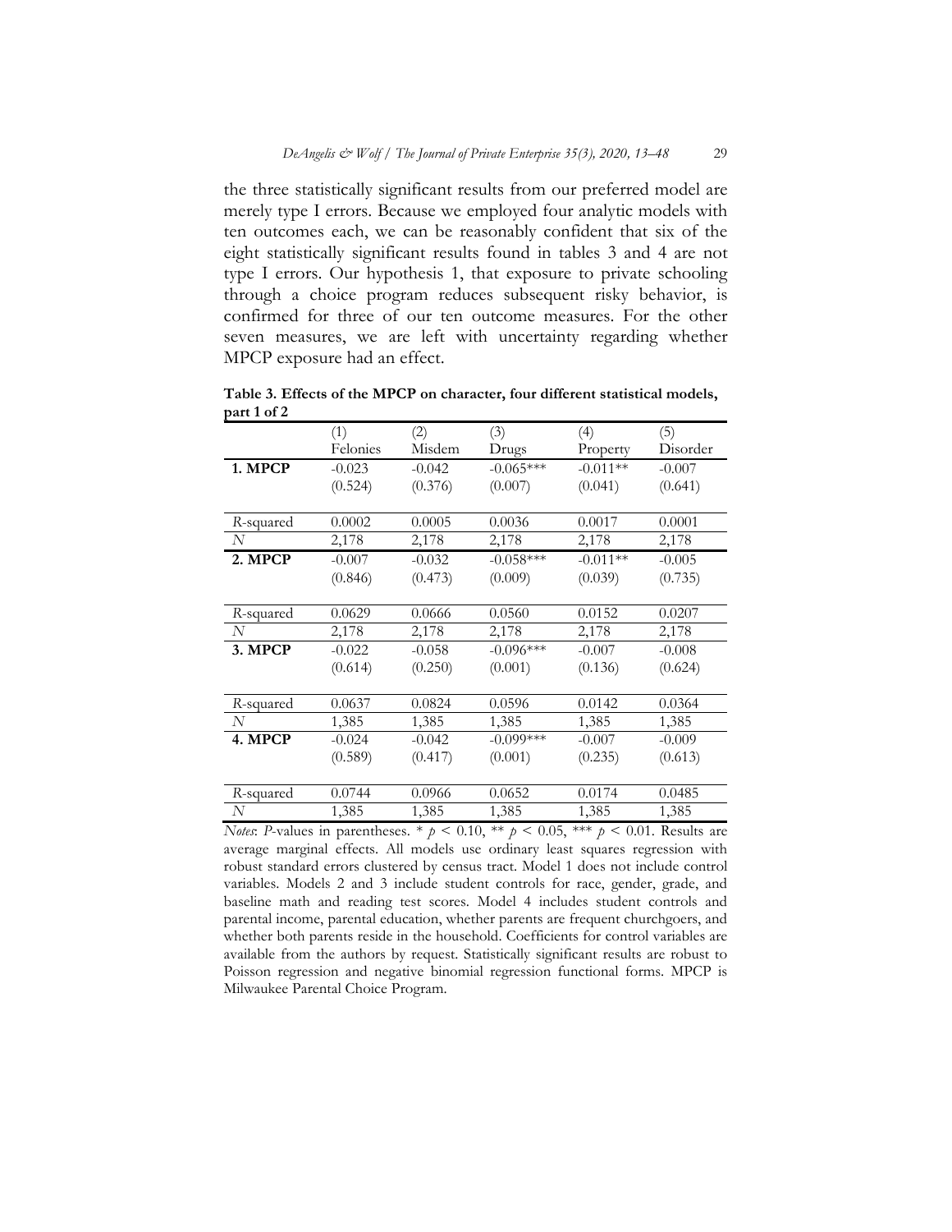the three statistically significant results from our preferred model are merely type I errors. Because we employed four analytic models with ten outcomes each, we can be reasonably confident that six of the eight statistically significant results found in tables 3 and 4 are not type I errors. Our hypothesis 1, that exposure to private schooling through a choice program reduces subsequent risky behavior, is confirmed for three of our ten outcome measures. For the other seven measures, we are left with uncertainty regarding whether MPCP exposure had an effect.

**Table 3. Effects of the MPCP on character, four different statistical models, part 1 of 2**

| | (1) Felonies | (2) Misdem | (3) Drugs | (4) Property | (5) Disorder |
|---|---|---|---|---|---|
| **1. MPCP** | -0.023 | -0.042 | -0.065*** | -0.011** | -0.007 |
| | (0.524) | (0.376) | (0.007) | (0.041) | (0.641) |
| *R*-squared | 0.0002 | 0.0005 | 0.0036 | 0.0017 | 0.0001 |
| *N* | 2,178 | 2,178 | 2,178 | 2,178 | 2,178 |
| **2. MPCP** | -0.007 | -0.032 | -0.058*** | -0.011** | -0.005 |
| | (0.846) | (0.473) | (0.009) | (0.039) | (0.735) |
| *R*-squared | 0.0629 | 0.0666 | 0.0560 | 0.0152 | 0.0207 |
| *N* | 2,178 | 2,178 | 2,178 | 2,178 | 2,178 |
| **3. MPCP** | -0.022 | -0.058 | -0.096*** | -0.007 | -0.008 |
| | (0.614) | (0.250) | (0.001) | (0.136) | (0.624) |
| *R*-squared | 0.0637 | 0.0824 | 0.0596 | 0.0142 | 0.0364 |
| *N* | 1,385 | 1,385 | 1,385 | 1,385 | 1,385 |
| **4. MPCP** | -0.024 | -0.042 | -0.099*** | -0.007 | -0.009 |
| | (0.589) | (0.417) | (0.001) | (0.235) | (0.613) |
| *R*-squared | 0.0744 | 0.0966 | 0.0652 | 0.0174 | 0.0485 |
| *N* | 1,385 | 1,385 | 1,385 | 1,385 | 1,385 |

*Notes*: *P*-values in parentheses. * $p < 0.10$, ** $p < 0.05$, *** $p < 0.01$. Results are average marginal effects. All models use ordinary least squares regression with robust standard errors clustered by census tract. Model 1 does not include control variables. Models 2 and 3 include student controls for race, gender, grade, and baseline math and reading test scores. Model 4 includes student controls and parental income, parental education, whether parents are frequent churchgoers, and whether both parents reside in the household. Coefficients for control variables are available from the authors by request. Statistically significant results are robust to Poisson regression and negative binomial regression functional forms. MPCP is Milwaukee Parental Choice Program.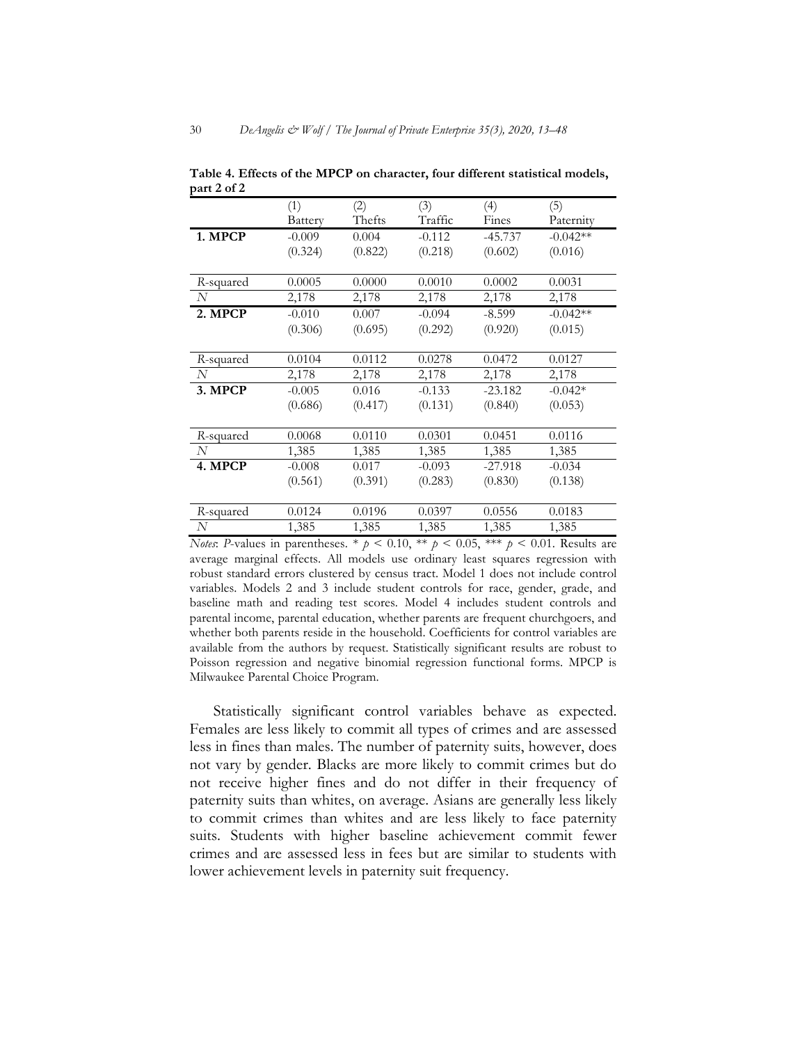**Table 4. Effects of the MPCP on character, four different statistical models, part 2 of 2**

| | (1) Battery | (2) Thefts | (3) Traffic | (4) Fines | (5) Paternity |
|---|---|---|---|---|---|
| **1. MPCP** | -0.009 | 0.004 | -0.112 | -45.737 | -0.042** |
| | (0.324) | (0.822) | (0.218) | (0.602) | (0.016) |
| *R*-squared | 0.0005 | 0.0000 | 0.0010 | 0.0002 | 0.0031 |
| *N* | 2,178 | 2,178 | 2,178 | 2,178 | 2,178 |
| **2. MPCP** | -0.010 | 0.007 | -0.094 | -8.599 | -0.042** |
| | (0.306) | (0.695) | (0.292) | (0.920) | (0.015) |
| *R*-squared | 0.0104 | 0.0112 | 0.0278 | 0.0472 | 0.0127 |
| *N* | 2,178 | 2,178 | 2,178 | 2,178 | 2,178 |
| **3. MPCP** | -0.005 | 0.016 | -0.133 | -23.182 | -0.042* |
| | (0.686) | (0.417) | (0.131) | (0.840) | (0.053) |
| *R*-squared | 0.0068 | 0.0110 | 0.0301 | 0.0451 | 0.0116 |
| *N* | 1,385 | 1,385 | 1,385 | 1,385 | 1,385 |
| **4. MPCP** | -0.008 | 0.017 | -0.093 | -27.918 | -0.034 |
| | (0.561) | (0.391) | (0.283) | (0.830) | (0.138) |
| *R*-squared | 0.0124 | 0.0196 | 0.0397 | 0.0556 | 0.0183 |
| *N* | 1,385 | 1,385 | 1,385 | 1,385 | 1,385 |

*Notes*: *P*-values in parentheses. * $p < 0.10$, ** $p < 0.05$, *** $p < 0.01$. Results are average marginal effects. All models use ordinary least squares regression with robust standard errors clustered by census tract. Model 1 does not include control variables. Models 2 and 3 include student controls for race, gender, grade, and baseline math and reading test scores. Model 4 includes student controls and parental income, parental education, whether parents are frequent churchgoers, and whether both parents reside in the household. Coefficients for control variables are available from the authors by request. Statistically significant results are robust to Poisson regression and negative binomial regression functional forms. MPCP is Milwaukee Parental Choice Program.

Statistically significant control variables behave as expected. Females are less likely to commit all types of crimes and are assessed less in fines than males. The number of paternity suits, however, does not vary by gender. Blacks are more likely to commit crimes but do not receive higher fines and do not differ in their frequency of paternity suits than whites, on average. Asians are generally less likely to commit crimes than whites and are less likely to face paternity suits. Students with higher baseline achievement commit fewer crimes and are assessed less in fees but are similar to students with lower achievement levels in paternity suit frequency.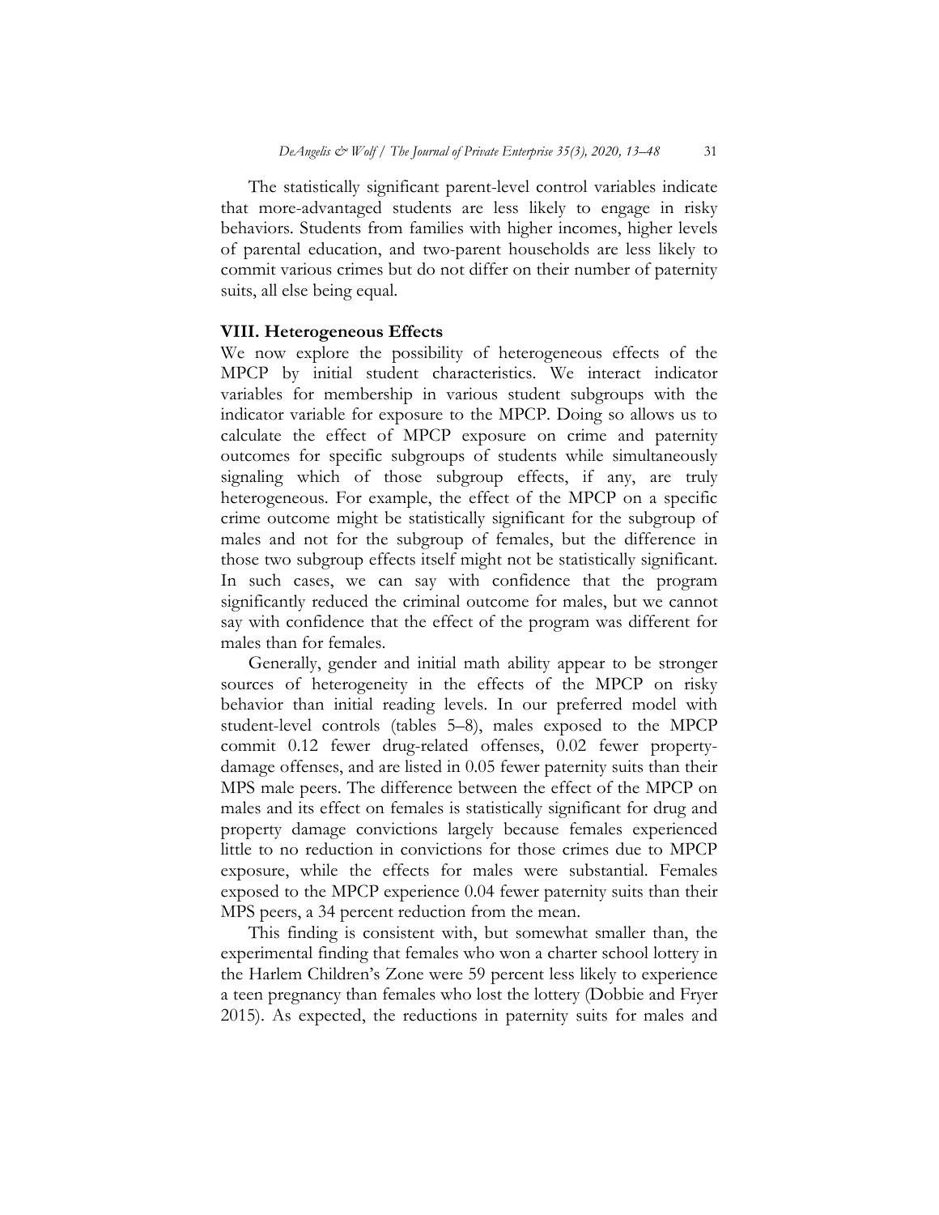The statistically significant parent-level control variables indicate that more-advantaged students are less likely to engage in risky behaviors. Students from families with higher incomes, higher levels of parental education, and two-parent households are less likely to commit various crimes but do not differ on their number of paternity suits, all else being equal.

## VIII. Heterogeneous Effects

We now explore the possibility of heterogeneous effects of the MPCP by initial student characteristics. We interact indicator variables for membership in various student subgroups with the indicator variable for exposure to the MPCP. Doing so allows us to calculate the effect of MPCP exposure on crime and paternity outcomes for specific subgroups of students while simultaneously signaling which of those subgroup effects, if any, are truly heterogeneous. For example, the effect of the MPCP on a specific crime outcome might be statistically significant for the subgroup of males and not for the subgroup of females, but the difference in those two subgroup effects itself might not be statistically significant. In such cases, we can say with confidence that the program significantly reduced the criminal outcome for males, but we cannot say with confidence that the effect of the program was different for males than for females.

Generally, gender and initial math ability appear to be stronger sources of heterogeneity in the effects of the MPCP on risky behavior than initial reading levels. In our preferred model with student-level controls (tables 5–8), males exposed to the MPCP commit 0.12 fewer drug-related offenses, 0.02 fewer property-damage offenses, and are listed in 0.05 fewer paternity suits than their MPS male peers. The difference between the effect of the MPCP on males and its effect on females is statistically significant for drug and property damage convictions largely because females experienced little to no reduction in convictions for those crimes due to MPCP exposure, while the effects for males were substantial. Females exposed to the MPCP experience 0.04 fewer paternity suits than their MPS peers, a 34 percent reduction from the mean.

This finding is consistent with, but somewhat smaller than, the experimental finding that females who won a charter school lottery in the Harlem Children's Zone were 59 percent less likely to experience a teen pregnancy than females who lost the lottery (Dobbie and Fryer 2015). As expected, the reductions in paternity suits for males and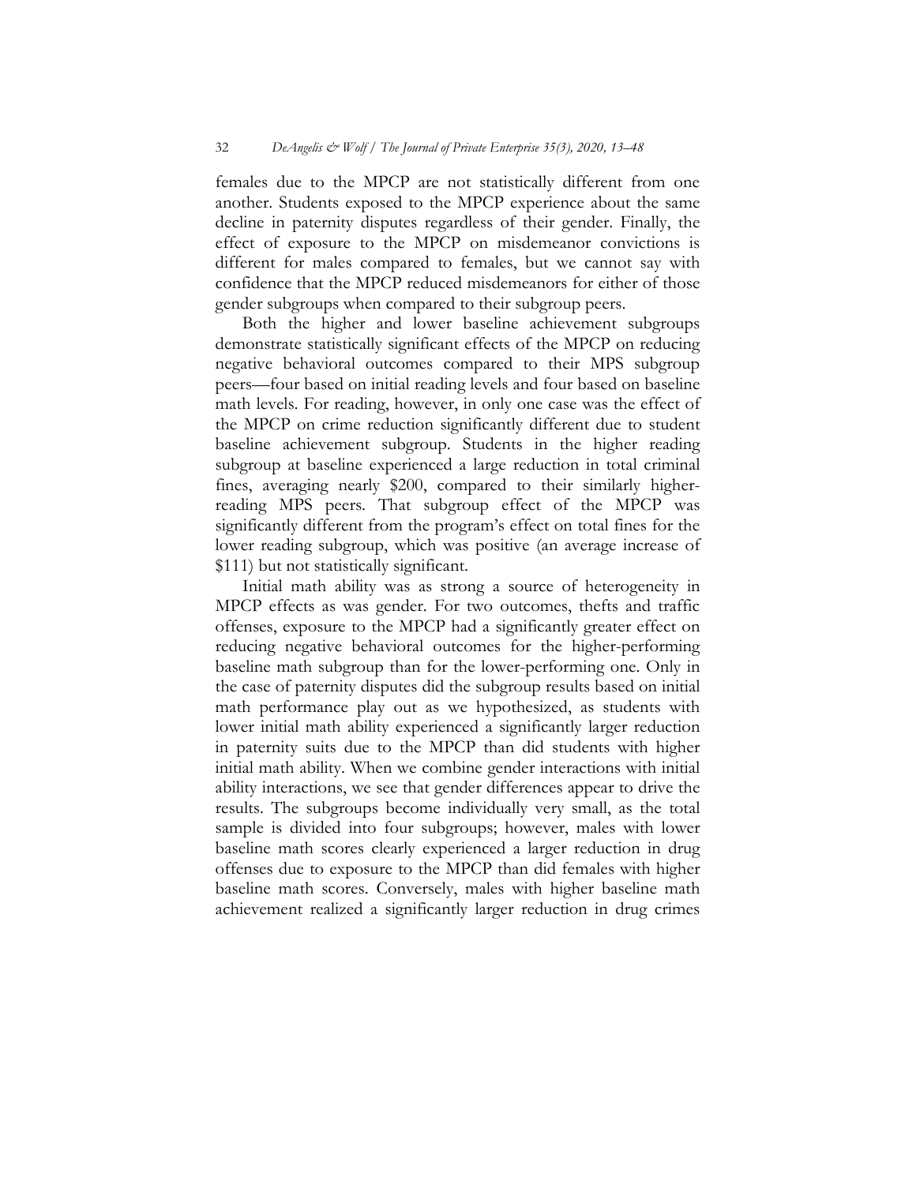females due to the MPCP are not statistically different from one another. Students exposed to the MPCP experience about the same decline in paternity disputes regardless of their gender. Finally, the effect of exposure to the MPCP on misdemeanor convictions is different for males compared to females, but we cannot say with confidence that the MPCP reduced misdemeanors for either of those gender subgroups when compared to their subgroup peers.

Both the higher and lower baseline achievement subgroups demonstrate statistically significant effects of the MPCP on reducing negative behavioral outcomes compared to their MPS subgroup peers—four based on initial reading levels and four based on baseline math levels. For reading, however, in only one case was the effect of the MPCP on crime reduction significantly different due to student baseline achievement subgroup. Students in the higher reading subgroup at baseline experienced a large reduction in total criminal fines, averaging nearly $200, compared to their similarly higher-reading MPS peers. That subgroup effect of the MPCP was significantly different from the program's effect on total fines for the lower reading subgroup, which was positive (an average increase of $111) but not statistically significant.

Initial math ability was as strong a source of heterogeneity in MPCP effects as was gender. For two outcomes, thefts and traffic offenses, exposure to the MPCP had a significantly greater effect on reducing negative behavioral outcomes for the higher-performing baseline math subgroup than for the lower-performing one. Only in the case of paternity disputes did the subgroup results based on initial math performance play out as we hypothesized, as students with lower initial math ability experienced a significantly larger reduction in paternity suits due to the MPCP than did students with higher initial math ability. When we combine gender interactions with initial ability interactions, we see that gender differences appear to drive the results. The subgroups become individually very small, as the total sample is divided into four subgroups; however, males with lower baseline math scores clearly experienced a larger reduction in drug offenses due to exposure to the MPCP than did females with higher baseline math scores. Conversely, males with higher baseline math achievement realized a significantly larger reduction in drug crimes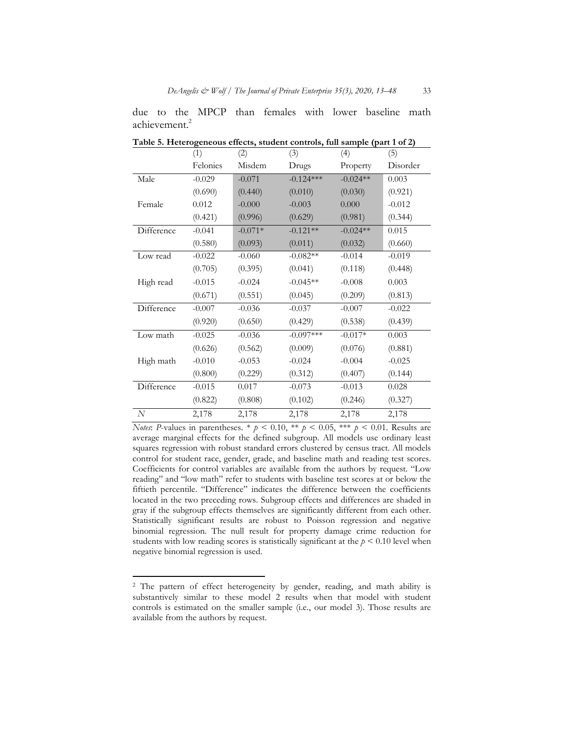due to the MPCP than females with lower baseline math achievement.[2]

**Table 5. Heterogeneous effects, student controls, full sample (part 1 of 2)**

| | (1) | (2) | (3) | (4) | (5) |
|---|---|---|---|---|---|
| | Felonies | Misdem | Drugs | Property | Disorder |
| Male | -0.029 | -0.071 | -0.124*** | -0.024** | 0.003 |
| | (0.690) | (0.440) | (0.010) | (0.030) | (0.921) |
| Female | 0.012 | -0.000 | -0.003 | 0.000 | -0.012 |
| | (0.421) | (0.996) | (0.629) | (0.981) | (0.344) |
| Difference | -0.041 | -0.071* | -0.121** | -0.024** | 0.015 |
| | (0.580) | (0.093) | (0.011) | (0.032) | (0.660) |
| Low read | -0.022 | -0.060 | -0.082** | -0.014 | -0.019 |
| | (0.705) | (0.395) | (0.041) | (0.118) | (0.448) |
| High read | -0.015 | -0.024 | -0.045** | -0.008 | 0.003 |
| | (0.671) | (0.551) | (0.045) | (0.209) | (0.813) |
| Difference | -0.007 | -0.036 | -0.037 | -0.007 | -0.022 |
| | (0.920) | (0.650) | (0.429) | (0.538) | (0.439) |
| Low math | -0.025 | -0.036 | -0.097*** | -0.017* | 0.003 |
| | (0.626) | (0.562) | (0.009) | (0.076) | (0.881) |
| High math | -0.010 | -0.053 | -0.024 | -0.004 | -0.025 |
| | (0.800) | (0.229) | (0.312) | (0.407) | (0.144) |
| Difference | -0.015 | 0.017 | -0.073 | -0.013 | 0.028 |
| | (0.822) | (0.808) | (0.102) | (0.246) | (0.327) |
| *N* | 2,178 | 2,178 | 2,178 | 2,178 | 2,178 |

*Notes*: *P*-values in parentheses. * $p < 0.10$, ** $p < 0.05$, *** $p < 0.01$. Results are average marginal effects for the defined subgroup. All models use ordinary least squares regression with robust standard errors clustered by census tract. All models control for student race, gender, grade, and baseline math and reading test scores. Coefficients for control variables are available from the authors by request. "Low reading" and "low math" refer to students with baseline test scores at or below the fiftieth percentile. "Difference" indicates the difference between the coefficients located in the two preceding rows. Subgroup effects and differences are shaded in gray if the subgroup effects themselves are significantly different from each other. Statistically significant results are robust to Poisson regression and negative binomial regression. The null result for property damage crime reduction for students with low reading scores is statistically significant at the $p < 0.10$ level when negative binomial regression is used.

[2] The pattern of effect heterogeneity by gender, reading, and math ability is substantively similar to these model 2 results when that model with student controls is estimated on the smaller sample (i.e., our model 3). Those results are available from the authors by request.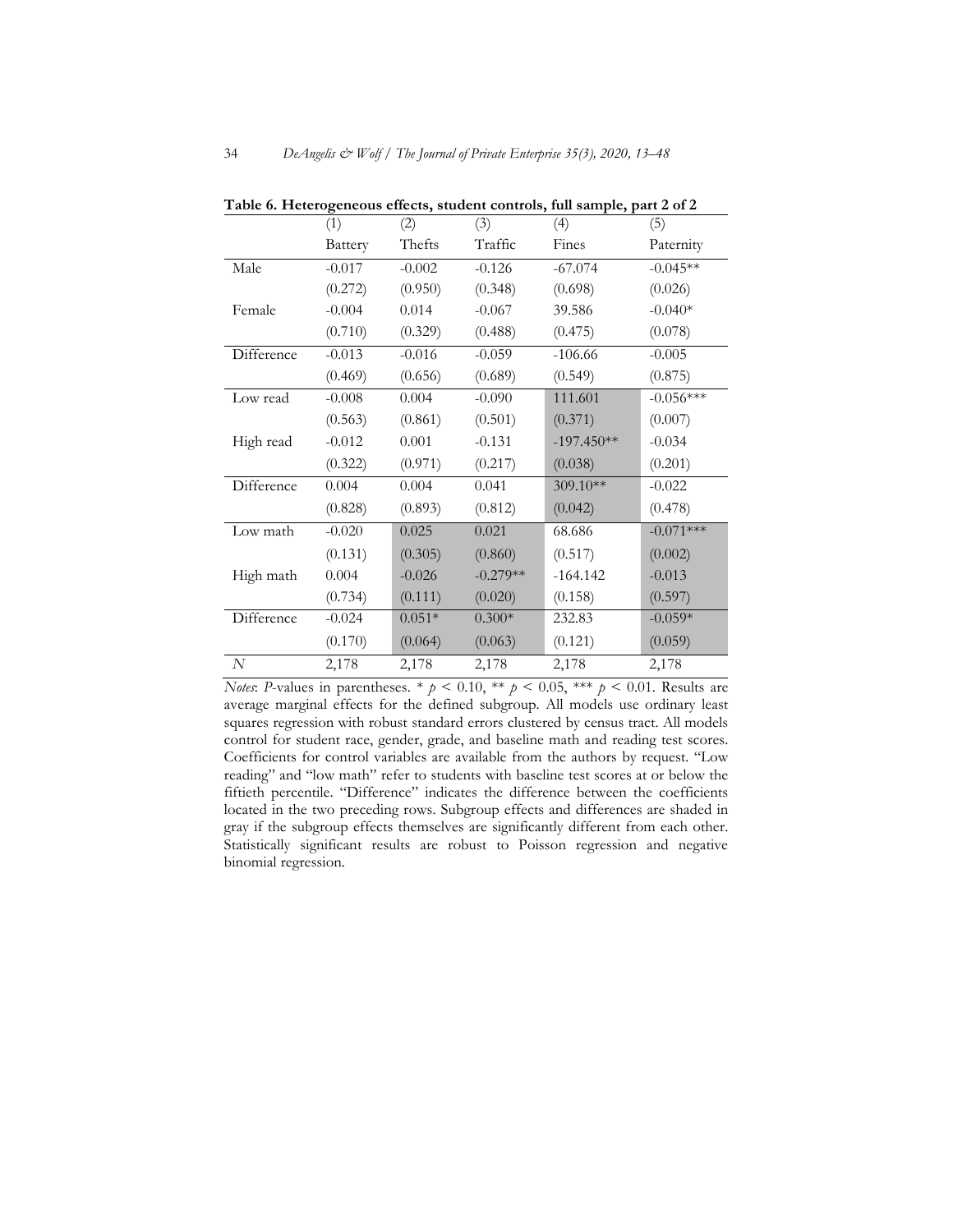**Table 6. Heterogeneous effects, student controls, full sample, part 2 of 2**

| | (1) | (2) | (3) | (4) | (5) |
|---|---|---|---|---|---|
| | Battery | Thefts | Traffic | Fines | Paternity |
| Male | -0.017 | -0.002 | -0.126 | -67.074 | -0.045** |
| | (0.272) | (0.950) | (0.348) | (0.698) | (0.026) |
| Female | -0.004 | 0.014 | -0.067 | 39.586 | -0.040* |
| | (0.710) | (0.329) | (0.488) | (0.475) | (0.078) |
| Difference | -0.013 | -0.016 | -0.059 | -106.66 | -0.005 |
| | (0.469) | (0.656) | (0.689) | (0.549) | (0.875) |
| Low read | -0.008 | 0.004 | -0.090 | 111.601 | -0.056*** |
| | (0.563) | (0.861) | (0.501) | (0.371) | (0.007) |
| High read | -0.012 | 0.001 | -0.131 | -197.450** | -0.034 |
| | (0.322) | (0.971) | (0.217) | (0.038) | (0.201) |
| Difference | 0.004 | 0.004 | 0.041 | 309.10** | -0.022 |
| | (0.828) | (0.893) | (0.812) | (0.042) | (0.478) |
| Low math | -0.020 | 0.025 | 0.021 | 68.686 | -0.071*** |
| | (0.131) | (0.305) | (0.860) | (0.517) | (0.002) |
| High math | 0.004 | -0.026 | -0.279** | -164.142 | -0.013 |
| | (0.734) | (0.111) | (0.020) | (0.158) | (0.597) |
| Difference | -0.024 | 0.051* | 0.300* | 232.83 | -0.059* |
| | (0.170) | (0.064) | (0.063) | (0.121) | (0.059) |
| *N* | 2,178 | 2,178 | 2,178 | 2,178 | 2,178 |

*Notes*: *P*-values in parentheses. * $p < 0.10$, ** $p < 0.05$, *** $p < 0.01$. Results are average marginal effects for the defined subgroup. All models use ordinary least squares regression with robust standard errors clustered by census tract. All models control for student race, gender, grade, and baseline math and reading test scores. Coefficients for control variables are available from the authors by request. "Low reading" and "low math" refer to students with baseline test scores at or below the fiftieth percentile. "Difference" indicates the difference between the coefficients located in the two preceding rows. Subgroup effects and differences are shaded in gray if the subgroup effects themselves are significantly different from each other. Statistically significant results are robust to Poisson regression and negative binomial regression.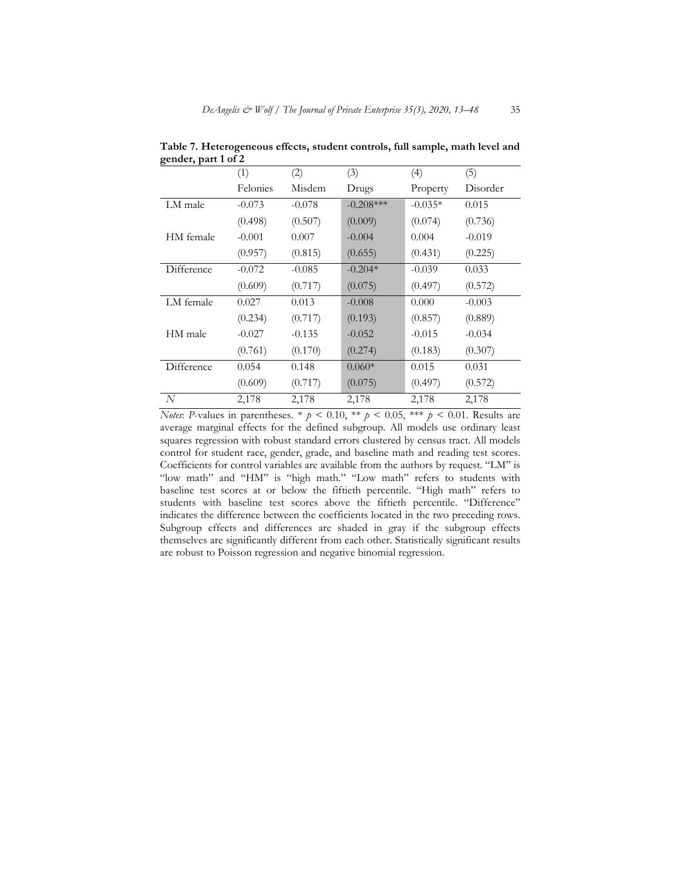**Table 7. Heterogeneous effects, student controls, full sample, math level and gender, part 1 of 2**

| | (1) | (2) | (3) | (4) | (5) |
|---|---|---|---|---|---|
| | Felonies | Misdem | Drugs | Property | Disorder |
| LM male | -0.073 | -0.078 | -0.208*** | -0.035* | 0.015 |
| | (0.498) | (0.507) | (0.009) | (0.074) | (0.736) |
| HM female | -0.001 | 0.007 | -0.004 | 0.004 | -0.019 |
| | (0.957) | (0.815) | (0.655) | (0.431) | (0.225) |
| Difference | -0.072 | -0.085 | -0.204* | -0.039 | 0.033 |
| | (0.609) | (0.717) | (0.075) | (0.497) | (0.572) |
| LM female | 0.027 | 0.013 | -0.008 | 0.000 | -0.003 |
| | (0.234) | (0.717) | (0.193) | (0.857) | (0.889) |
| HM male | -0.027 | -0.135 | -0.052 | -0.015 | -0.034 |
| | (0.761) | (0.170) | (0.274) | (0.183) | (0.307) |
| Difference | 0.054 | 0.148 | 0.060* | 0.015 | 0.031 |
| | (0.609) | (0.717) | (0.075) | (0.497) | (0.572) |
| *N* | 2,178 | 2,178 | 2,178 | 2,178 | 2,178 |

*Notes*: *P*-values in parentheses. * $p < 0.10$, ** $p < 0.05$, *** $p < 0.01$. Results are average marginal effects for the defined subgroup. All models use ordinary least squares regression with robust standard errors clustered by census tract. All models control for student race, gender, grade, and baseline math and reading test scores. Coefficients for control variables are available from the authors by request. "LM" is "low math" and "HM" is "high math." "Low math" refers to students with baseline test scores at or below the fiftieth percentile. "High math" refers to students with baseline test scores above the fiftieth percentile. "Difference" indicates the difference between the coefficients located in the two preceding rows. Subgroup effects and differences are shaded in gray if the subgroup effects themselves are significantly different from each other. Statistically significant results are robust to Poisson regression and negative binomial regression.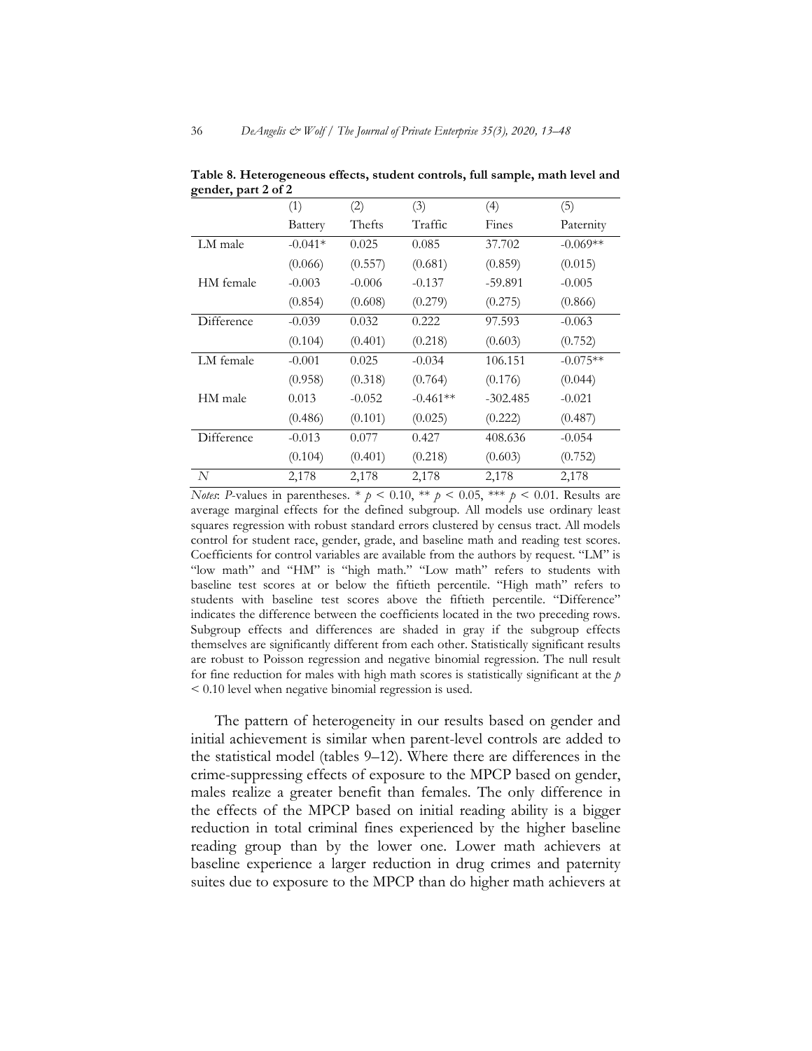**Table 8. Heterogeneous effects, student controls, full sample, math level and gender, part 2 of 2**

| | (1) | (2) | (3) | (4) | (5) |
|---|---|---|---|---|---|
| | Battery | Thefts | Traffic | Fines | Paternity |
| LM male | -0.041* | 0.025 | 0.085 | 37.702 | -0.069** |
| | (0.066) | (0.557) | (0.681) | (0.859) | (0.015) |
| HM female | -0.003 | -0.006 | -0.137 | -59.891 | -0.005 |
| | (0.854) | (0.608) | (0.279) | (0.275) | (0.866) |
| Difference | -0.039 | 0.032 | 0.222 | 97.593 | -0.063 |
| | (0.104) | (0.401) | (0.218) | (0.603) | (0.752) |
| LM female | -0.001 | 0.025 | -0.034 | 106.151 | -0.075** |
| | (0.958) | (0.318) | (0.764) | (0.176) | (0.044) |
| HM male | 0.013 | -0.052 | -0.461** | -302.485 | -0.021 |
| | (0.486) | (0.101) | (0.025) | (0.222) | (0.487) |
| Difference | -0.013 | 0.077 | 0.427 | 408.636 | -0.054 |
| | (0.104) | (0.401) | (0.218) | (0.603) | (0.752) |
| *N* | 2,178 | 2,178 | 2,178 | 2,178 | 2,178 |

*Notes*: *P*-values in parentheses. * $p < 0.10$, ** $p < 0.05$, *** $p < 0.01$. Results are average marginal effects for the defined subgroup. All models use ordinary least squares regression with robust standard errors clustered by census tract. All models control for student race, gender, grade, and baseline math and reading test scores. Coefficients for control variables are available from the authors by request. "LM" is "low math" and "HM" is "high math." "Low math" refers to students with baseline test scores at or below the fiftieth percentile. "High math" refers to students with baseline test scores above the fiftieth percentile. "Difference" indicates the difference between the coefficients located in the two preceding rows. Subgroup effects and differences are shaded in gray if the subgroup effects themselves are significantly different from each other. Statistically significant results are robust to Poisson regression and negative binomial regression. The null result for fine reduction for males with high math scores is statistically significant at the $p < 0.10$ level when negative binomial regression is used.

The pattern of heterogeneity in our results based on gender and initial achievement is similar when parent-level controls are added to the statistical model (tables 9–12). Where there are differences in the crime-suppressing effects of exposure to the MPCP based on gender, males realize a greater benefit than females. The only difference in the effects of the MPCP based on initial reading ability is a bigger reduction in total criminal fines experienced by the higher baseline reading group than by the lower one. Lower math achievers at baseline experience a larger reduction in drug crimes and paternity suites due to exposure to the MPCP than do higher math achievers at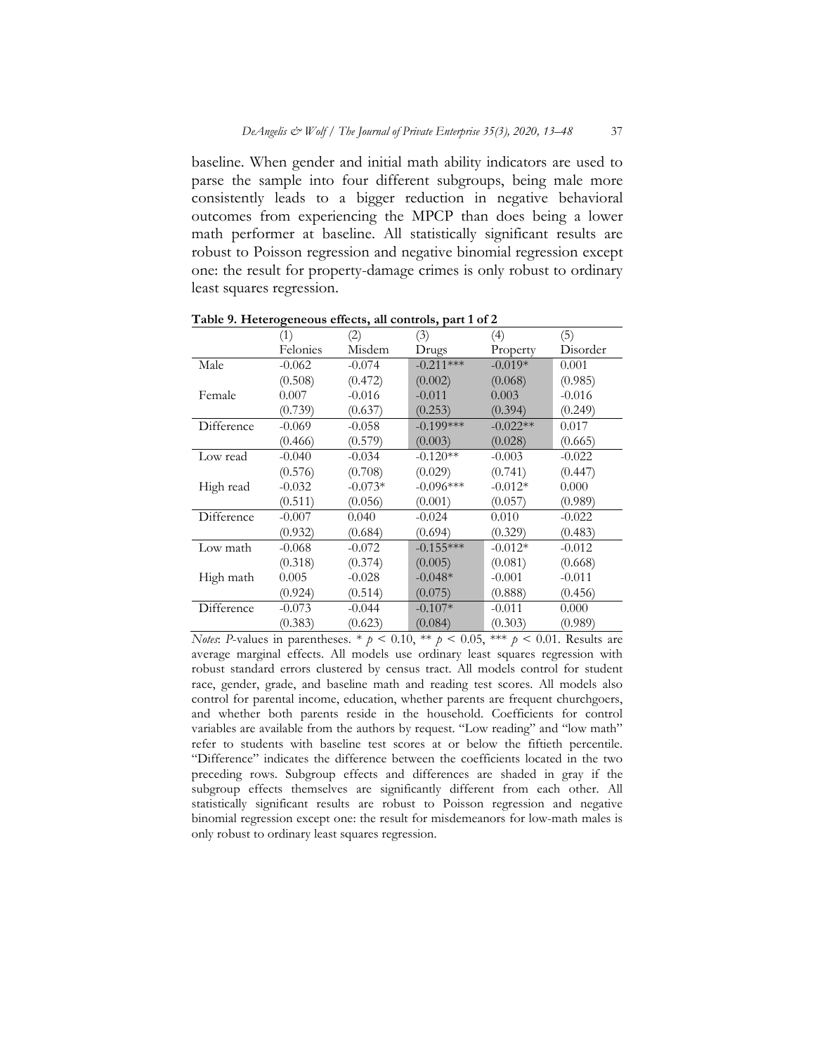baseline. When gender and initial math ability indicators are used to parse the sample into four different subgroups, being male more consistently leads to a bigger reduction in negative behavioral outcomes from experiencing the MPCP than does being a lower math performer at baseline. All statistically significant results are robust to Poisson regression and negative binomial regression except one: the result for property-damage crimes is only robust to ordinary least squares regression.

**Table 9. Heterogeneous effects, all controls, part 1 of 2**

| | (1) Felonies | (2) Misdem | (3) Drugs | (4) Property | (5) Disorder |
|---|---|---|---|---|---|
| Male | -0.062 | -0.074 | -0.211*** | -0.019* | 0.001 |
| | (0.508) | (0.472) | (0.002) | (0.068) | (0.985) |
| Female | 0.007 | -0.016 | -0.011 | 0.003 | -0.016 |
| | (0.739) | (0.637) | (0.253) | (0.394) | (0.249) |
| Difference | -0.069 | -0.058 | -0.199*** | -0.022** | 0.017 |
| | (0.466) | (0.579) | (0.003) | (0.028) | (0.665) |
| Low read | -0.040 | -0.034 | -0.120** | -0.003 | -0.022 |
| | (0.576) | (0.708) | (0.029) | (0.741) | (0.447) |
| High read | -0.032 | -0.073* | -0.096*** | -0.012* | 0.000 |
| | (0.511) | (0.056) | (0.001) | (0.057) | (0.989) |
| Difference | -0.007 | 0.040 | -0.024 | 0.010 | -0.022 |
| | (0.932) | (0.684) | (0.694) | (0.329) | (0.483) |
| Low math | -0.068 | -0.072 | -0.155*** | -0.012* | -0.012 |
| | (0.318) | (0.374) | (0.005) | (0.081) | (0.668) |
| High math | 0.005 | -0.028 | -0.048* | -0.001 | -0.011 |
| | (0.924) | (0.514) | (0.075) | (0.888) | (0.456) |
| Difference | -0.073 | -0.044 | -0.107* | -0.011 | 0.000 |
| | (0.383) | (0.623) | (0.084) | (0.303) | (0.989) |

*Notes*: *P*-values in parentheses. * $p < 0.10$, ** $p < 0.05$, *** $p < 0.01$. Results are average marginal effects. All models use ordinary least squares regression with robust standard errors clustered by census tract. All models control for student race, gender, grade, and baseline math and reading test scores. All models also control for parental income, education, whether parents are frequent churchgoers, and whether both parents reside in the household. Coefficients for control variables are available from the authors by request. "Low reading" and "low math" refer to students with baseline test scores at or below the fiftieth percentile. "Difference" indicates the difference between the coefficients located in the two preceding rows. Subgroup effects and differences are shaded in gray if the subgroup effects themselves are significantly different from each other. All statistically significant results are robust to Poisson regression and negative binomial regression except one: the result for misdemeanors for low-math males is only robust to ordinary least squares regression.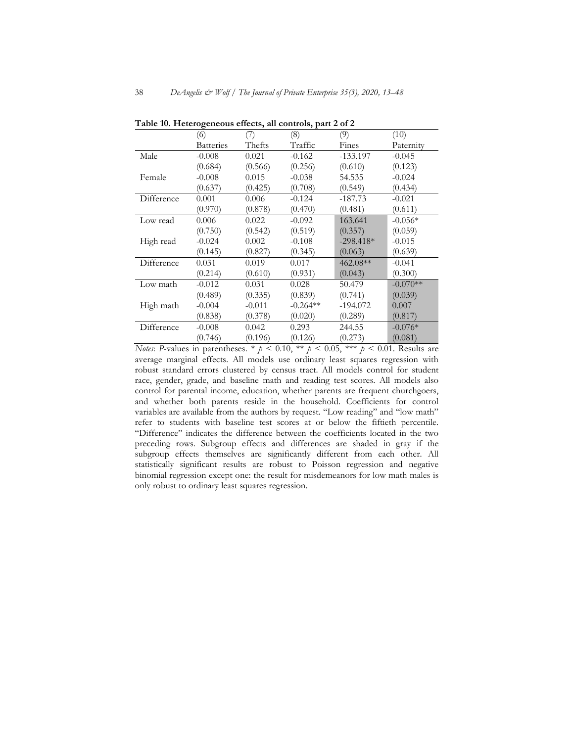**Table 10. Heterogeneous effects, all controls, part 2 of 2**

| | (6) | (7) | (8) | (9) | (10) |
|---|---|---|---|---|---|
| | Batteries | Thefts | Traffic | Fines | Paternity |
| Male | -0.008 | 0.021 | -0.162 | -133.197 | -0.045 |
| | (0.684) | (0.566) | (0.256) | (0.610) | (0.123) |
| Female | -0.008 | 0.015 | -0.038 | 54.535 | -0.024 |
| | (0.637) | (0.425) | (0.708) | (0.549) | (0.434) |
| Difference | 0.001 | 0.006 | -0.124 | -187.73 | -0.021 |
| | (0.970) | (0.878) | (0.470) | (0.481) | (0.611) |
| Low read | 0.006 | 0.022 | -0.092 | 163.641 | -0.056* |
| | (0.750) | (0.542) | (0.519) | (0.357) | (0.059) |
| High read | -0.024 | 0.002 | -0.108 | -298.418* | -0.015 |
| | (0.145) | (0.827) | (0.345) | (0.063) | (0.639) |
| Difference | 0.031 | 0.019 | 0.017 | 462.08** | -0.041 |
| | (0.214) | (0.610) | (0.931) | (0.043) | (0.300) |
| Low math | -0.012 | 0.031 | 0.028 | 50.479 | -0.070** |
| | (0.489) | (0.335) | (0.839) | (0.741) | (0.039) |
| High math | -0.004 | -0.011 | -0.264** | -194.072 | 0.007 |
| | (0.838) | (0.378) | (0.020) | (0.289) | (0.817) |
| Difference | -0.008 | 0.042 | 0.293 | 244.55 | -0.076* |
| | (0.746) | (0.196) | (0.126) | (0.273) | (0.081) |

*Notes*: *P*-values in parentheses. * $p < 0.10$, ** $p < 0.05$, *** $p < 0.01$. Results are average marginal effects. All models use ordinary least squares regression with robust standard errors clustered by census tract. All models control for student race, gender, grade, and baseline math and reading test scores. All models also control for parental income, education, whether parents are frequent churchgoers, and whether both parents reside in the household. Coefficients for control variables are available from the authors by request. "Low reading" and "low math" refer to students with baseline test scores at or below the fiftieth percentile. "Difference" indicates the difference between the coefficients located in the two preceding rows. Subgroup effects and differences are shaded in gray if the subgroup effects themselves are significantly different from each other. All statistically significant results are robust to Poisson regression and negative binomial regression except one: the result for misdemeanors for low math males is only robust to ordinary least squares regression.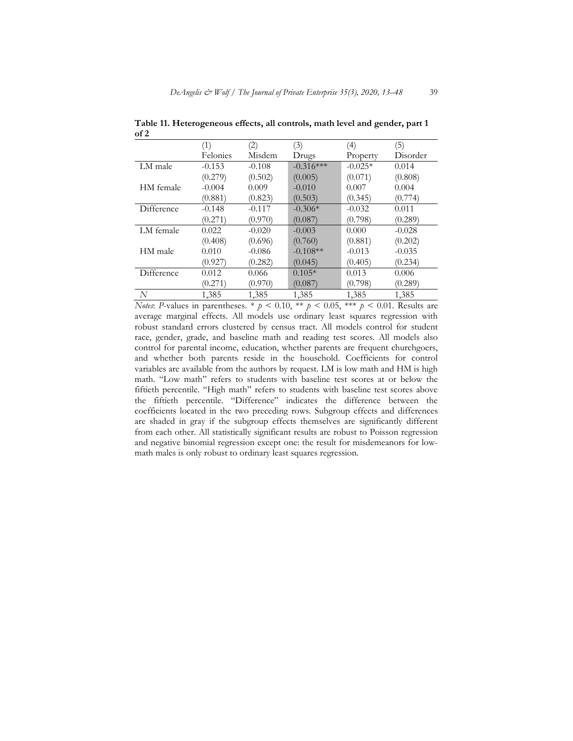**Table 11. Heterogeneous effects, all controls, math level and gender, part 1 of 2**

| | (1) | (2) | (3) | (4) | (5) |
|---|---|---|---|---|---|
| | Felonies | Misdem | Drugs | Property | Disorder |
| LM male | -0.153 | -0.108 | -0.316*** | -0.025* | 0.014 |
| | (0.279) | (0.502) | (0.005) | (0.071) | (0.808) |
| HM female | -0.004 | 0.009 | -0.010 | 0.007 | 0.004 |
| | (0.881) | (0.823) | (0.503) | (0.345) | (0.774) |
| Difference | -0.148 | -0.117 | -0.306* | -0.032 | 0.011 |
| | (0.271) | (0.970) | (0.087) | (0.798) | (0.289) |
| LM female | 0.022 | -0.020 | -0.003 | 0.000 | -0.028 |
| | (0.408) | (0.696) | (0.760) | (0.881) | (0.202) |
| HM male | 0.010 | -0.086 | -0.108** | -0.013 | -0.035 |
| | (0.927) | (0.282) | (0.045) | (0.405) | (0.234) |
| Difference | 0.012 | 0.066 | 0.105* | 0.013 | 0.006 |
| | (0.271) | (0.970) | (0.087) | (0.798) | (0.289) |
| *N* | 1,385 | 1,385 | 1,385 | 1,385 | 1,385 |

*Notes*: *P*-values in parentheses. * $p < 0.10$, ** $p < 0.05$, *** $p < 0.01$. Results are average marginal effects. All models use ordinary least squares regression with robust standard errors clustered by census tract. All models control for student race, gender, grade, and baseline math and reading test scores. All models also control for parental income, education, whether parents are frequent churchgoers, and whether both parents reside in the household. Coefficients for control variables are available from the authors by request. LM is low math and HM is high math. "Low math" refers to students with baseline test scores at or below the fiftieth percentile. "High math" refers to students with baseline test scores above the fiftieth percentile. "Difference" indicates the difference between the coefficients located in the two preceding rows. Subgroup effects and differences are shaded in gray if the subgroup effects themselves are significantly different from each other. All statistically significant results are robust to Poisson regression and negative binomial regression except one: the result for misdemeanors for low-math males is only robust to ordinary least squares regression.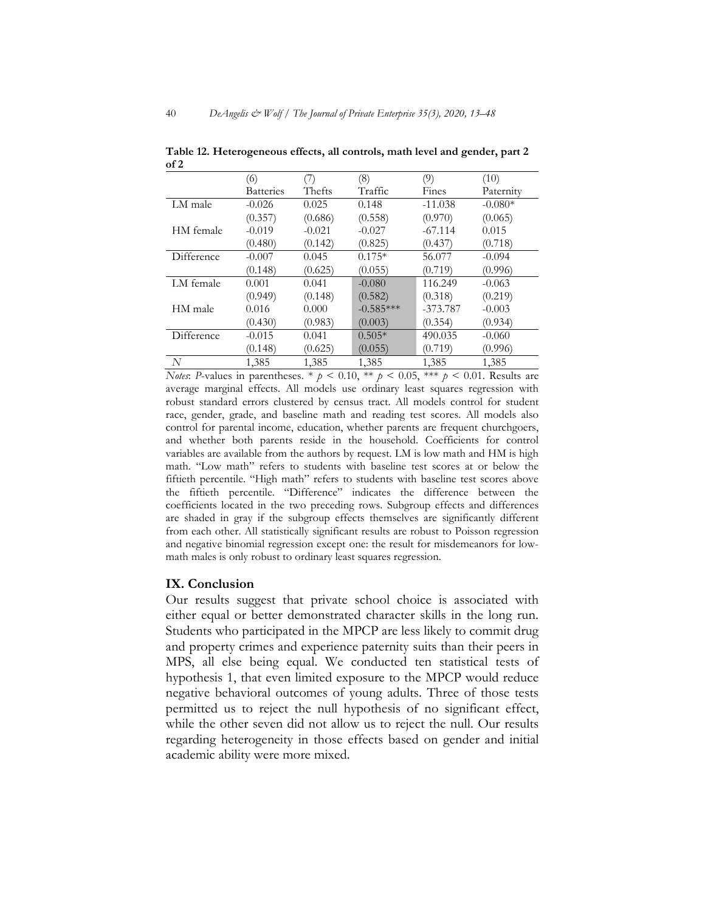**Table 12. Heterogeneous effects, all controls, math level and gender, part 2 of 2**

| | (6) | (7) | (8) | (9) | (10) |
|---|---|---|---|---|---|
| | Batteries | Thefts | Traffic | Fines | Paternity |
| LM male | -0.026 | 0.025 | 0.148 | -11.038 | -0.080* |
| | (0.357) | (0.686) | (0.558) | (0.970) | (0.065) |
| HM female | -0.019 | -0.021 | -0.027 | -67.114 | 0.015 |
| | (0.480) | (0.142) | (0.825) | (0.437) | (0.718) |
| Difference | -0.007 | 0.045 | 0.175* | 56.077 | -0.094 |
| | (0.148) | (0.625) | (0.055) | (0.719) | (0.996) |
| LM female | 0.001 | 0.041 | -0.080 | 116.249 | -0.063 |
| | (0.949) | (0.148) | (0.582) | (0.318) | (0.219) |
| HM male | 0.016 | 0.000 | -0.585*** | -373.787 | -0.003 |
| | (0.430) | (0.983) | (0.003) | (0.354) | (0.934) |
| Difference | -0.015 | 0.041 | 0.505* | 490.035 | -0.060 |
| | (0.148) | (0.625) | (0.055) | (0.719) | (0.996) |
| *N* | 1,385 | 1,385 | 1,385 | 1,385 | 1,385 |

*Notes*: *P*-values in parentheses. * $p < 0.10$, ** $p < 0.05$, *** $p < 0.01$. Results are average marginal effects. All models use ordinary least squares regression with robust standard errors clustered by census tract. All models control for student race, gender, grade, and baseline math and reading test scores. All models also control for parental income, education, whether parents are frequent churchgoers, and whether both parents reside in the household. Coefficients for control variables are available from the authors by request. LM is low math and HM is high math. "Low math" refers to students with baseline test scores at or below the fiftieth percentile. "High math" refers to students with baseline test scores above the fiftieth percentile. "Difference" indicates the difference between the coefficients located in the two preceding rows. Subgroup effects and differences are shaded in gray if the subgroup effects themselves are significantly different from each other. All statistically significant results are robust to Poisson regression and negative binomial regression except one: the result for misdemeanors for low-math males is only robust to ordinary least squares regression.

## IX. Conclusion

Our results suggest that private school choice is associated with either equal or better demonstrated character skills in the long run. Students who participated in the MPCP are less likely to commit drug and property crimes and experience paternity suits than their peers in MPS, all else being equal. We conducted ten statistical tests of hypothesis 1, that even limited exposure to the MPCP would reduce negative behavioral outcomes of young adults. Three of those tests permitted us to reject the null hypothesis of no significant effect, while the other seven did not allow us to reject the null. Our results regarding heterogeneity in those effects based on gender and initial academic ability were more mixed.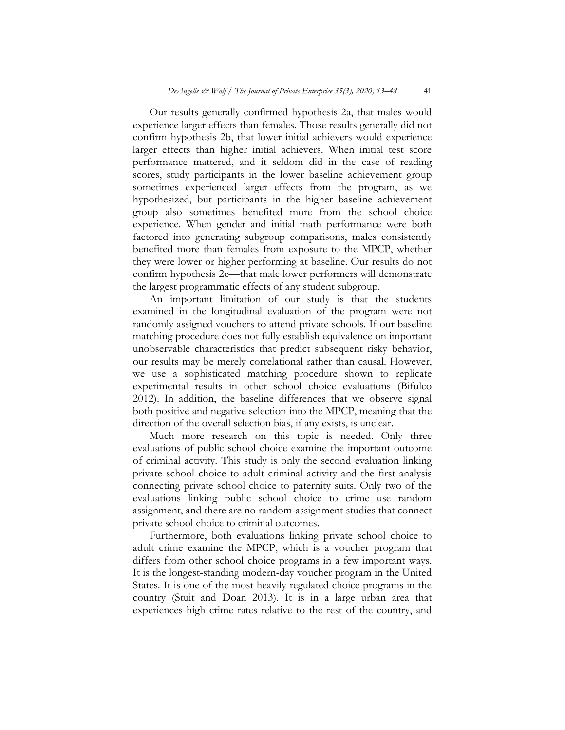Our results generally confirmed hypothesis 2a, that males would experience larger effects than females. Those results generally did not confirm hypothesis 2b, that lower initial achievers would experience larger effects than higher initial achievers. When initial test score performance mattered, and it seldom did in the case of reading scores, study participants in the lower baseline achievement group sometimes experienced larger effects from the program, as we hypothesized, but participants in the higher baseline achievement group also sometimes benefited more from the school choice experience. When gender and initial math performance were both factored into generating subgroup comparisons, males consistently benefited more than females from exposure to the MPCP, whether they were lower or higher performing at baseline. Our results do not confirm hypothesis 2c—that male lower performers will demonstrate the largest programmatic effects of any student subgroup.

An important limitation of our study is that the students examined in the longitudinal evaluation of the program were not randomly assigned vouchers to attend private schools. If our baseline matching procedure does not fully establish equivalence on important unobservable characteristics that predict subsequent risky behavior, our results may be merely correlational rather than causal. However, we use a sophisticated matching procedure shown to replicate experimental results in other school choice evaluations (Bifulco 2012). In addition, the baseline differences that we observe signal both positive and negative selection into the MPCP, meaning that the direction of the overall selection bias, if any exists, is unclear.

Much more research on this topic is needed. Only three evaluations of public school choice examine the important outcome of criminal activity. This study is only the second evaluation linking private school choice to adult criminal activity and the first analysis connecting private school choice to paternity suits. Only two of the evaluations linking public school choice to crime use random assignment, and there are no random-assignment studies that connect private school choice to criminal outcomes.

Furthermore, both evaluations linking private school choice to adult crime examine the MPCP, which is a voucher program that differs from other school choice programs in a few important ways. It is the longest-standing modern-day voucher program in the United States. It is one of the most heavily regulated choice programs in the country (Stuit and Doan 2013). It is in a large urban area that experiences high crime rates relative to the rest of the country, and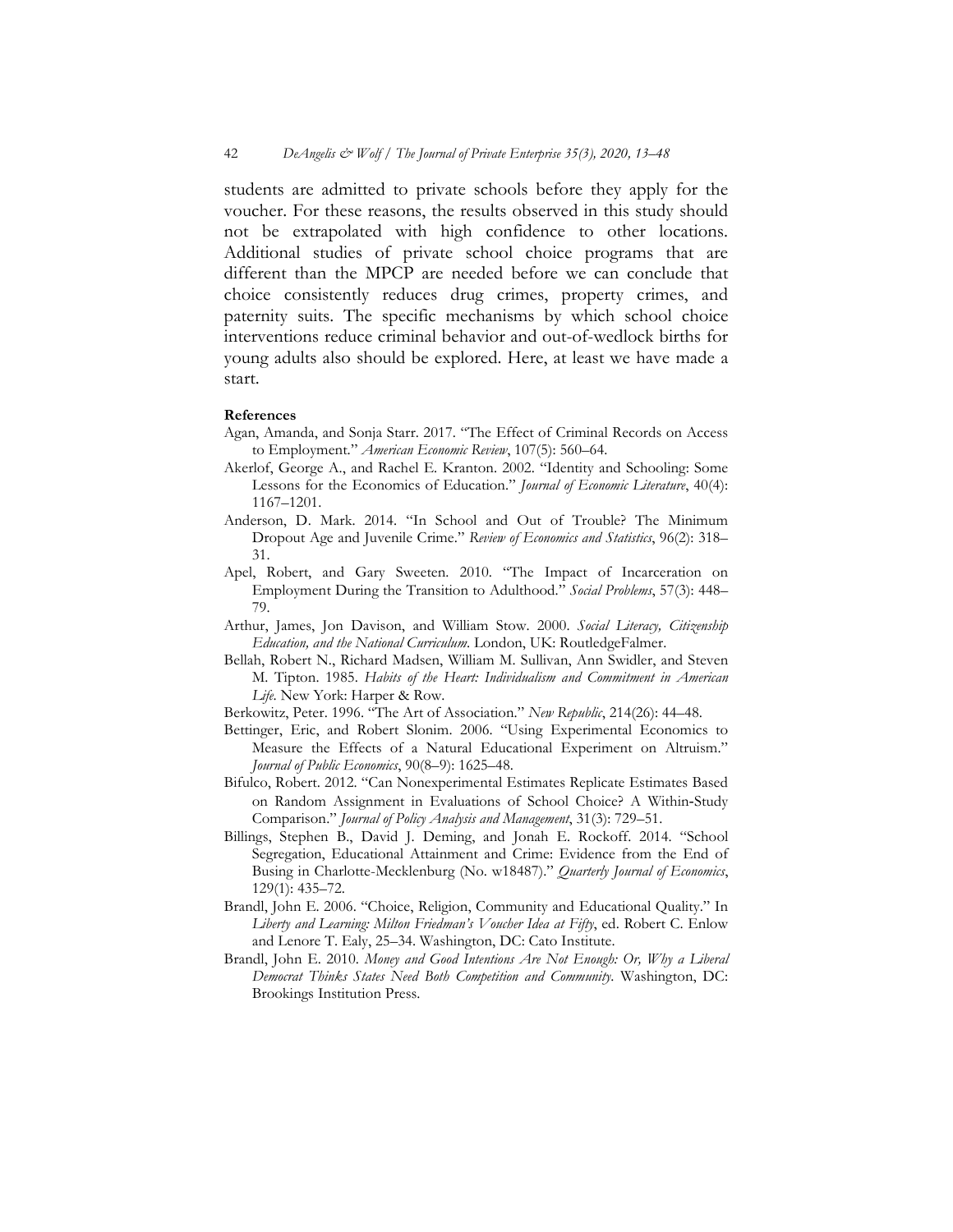students are admitted to private schools before they apply for the voucher. For these reasons, the results observed in this study should not be extrapolated with high confidence to other locations. Additional studies of private school choice programs that are different than the MPCP are needed before we can conclude that choice consistently reduces drug crimes, property crimes, and paternity suits. The specific mechanisms by which school choice interventions reduce criminal behavior and out-of-wedlock births for young adults also should be explored. Here, at least we have made a start.

**References**

Agan, Amanda, and Sonja Starr. 2017. "The Effect of Criminal Records on Access to Employment." *American Economic Review*, 107(5): 560–64.

Akerlof, George A., and Rachel E. Kranton. 2002. "Identity and Schooling: Some Lessons for the Economics of Education." *Journal of Economic Literature*, 40(4): 1167–1201.

Anderson, D. Mark. 2014. "In School and Out of Trouble? The Minimum Dropout Age and Juvenile Crime." *Review of Economics and Statistics*, 96(2): 318–31.

Apel, Robert, and Gary Sweeten. 2010. "The Impact of Incarceration on Employment During the Transition to Adulthood." *Social Problems*, 57(3): 448–79.

Arthur, James, Jon Davison, and William Stow. 2000. *Social Literacy, Citizenship Education, and the National Curriculum*. London, UK: RoutledgeFalmer.

Bellah, Robert N., Richard Madsen, William M. Sullivan, Ann Swidler, and Steven M. Tipton. 1985. *Habits of the Heart: Individualism and Commitment in American Life*. New York: Harper & Row.

Berkowitz, Peter. 1996. "The Art of Association." *New Republic*, 214(26): 44–48.

Bettinger, Eric, and Robert Slonim. 2006. "Using Experimental Economics to Measure the Effects of a Natural Educational Experiment on Altruism." *Journal of Public Economics*, 90(8–9): 1625–48.

Bifulco, Robert. 2012. "Can Nonexperimental Estimates Replicate Estimates Based on Random Assignment in Evaluations of School Choice? A Within-Study Comparison." *Journal of Policy Analysis and Management*, 31(3): 729–51.

Billings, Stephen B., David J. Deming, and Jonah E. Rockoff. 2014. "School Segregation, Educational Attainment and Crime: Evidence from the End of Busing in Charlotte-Mecklenburg (No. w18487)." *Quarterly Journal of Economics*, 129(1): 435–72.

Brandl, John E. 2006. "Choice, Religion, Community and Educational Quality." In *Liberty and Learning: Milton Friedman's Voucher Idea at Fifty*, ed. Robert C. Enlow and Lenore T. Ealy, 25–34. Washington, DC: Cato Institute.

Brandl, John E. 2010. *Money and Good Intentions Are Not Enough: Or, Why a Liberal Democrat Thinks States Need Both Competition and Community*. Washington, DC: Brookings Institution Press.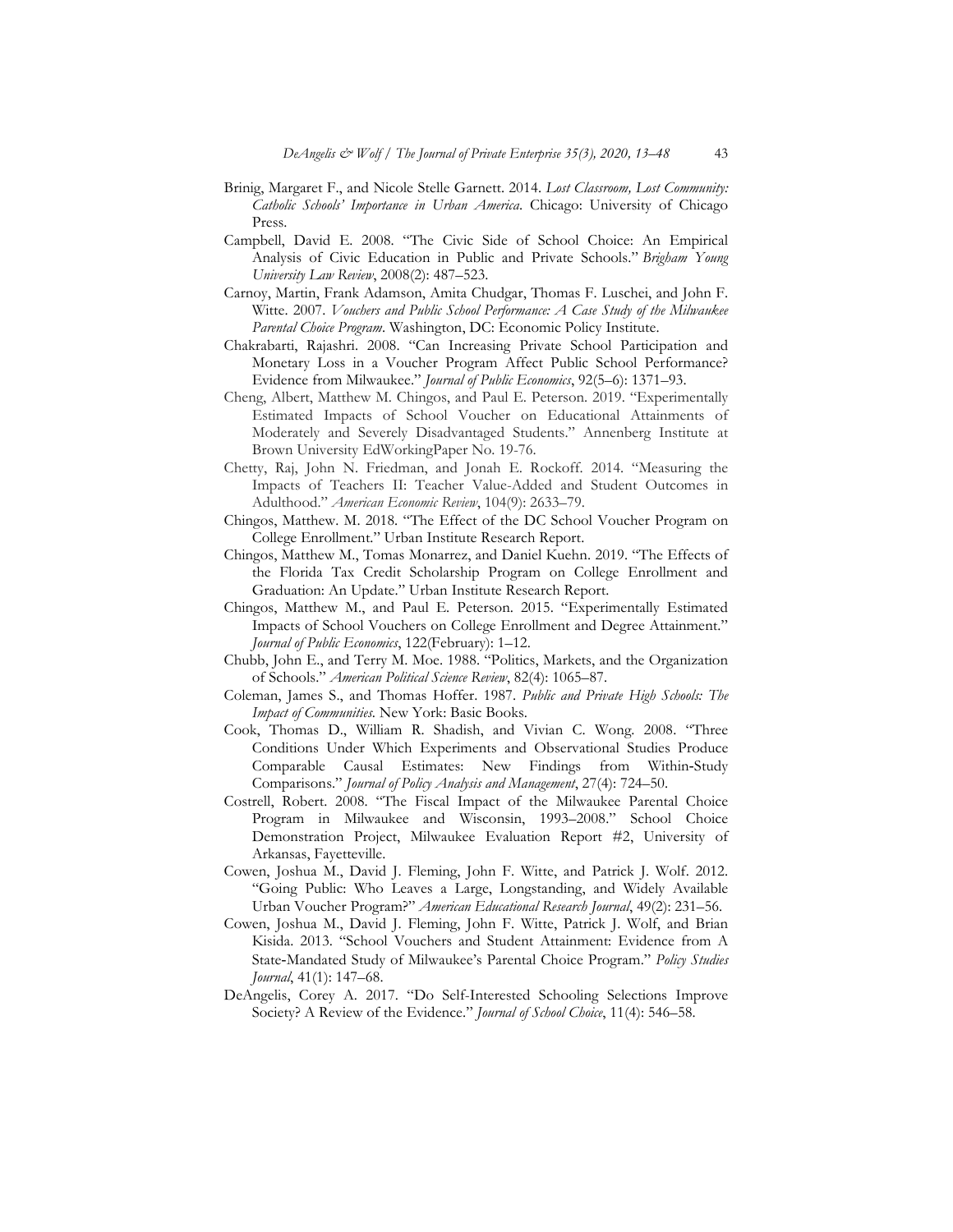Brinig, Margaret F., and Nicole Stelle Garnett. 2014. *Lost Classroom, Lost Community: Catholic Schools' Importance in Urban America*. Chicago: University of Chicago Press.

Campbell, David E. 2008. "The Civic Side of School Choice: An Empirical Analysis of Civic Education in Public and Private Schools." *Brigham Young University Law Review*, 2008(2): 487–523.

Carnoy, Martin, Frank Adamson, Amita Chudgar, Thomas F. Luschei, and John F. Witte. 2007. *Vouchers and Public School Performance: A Case Study of the Milwaukee Parental Choice Program*. Washington, DC: Economic Policy Institute.

Chakrabarti, Rajashri. 2008. "Can Increasing Private School Participation and Monetary Loss in a Voucher Program Affect Public School Performance? Evidence from Milwaukee." *Journal of Public Economics*, 92(5–6): 1371–93.

Cheng, Albert, Matthew M. Chingos, and Paul E. Peterson. 2019. "Experimentally Estimated Impacts of School Voucher on Educational Attainments of Moderately and Severely Disadvantaged Students." Annenberg Institute at Brown University EdWorkingPaper No. 19-76.

Chetty, Raj, John N. Friedman, and Jonah E. Rockoff. 2014. "Measuring the Impacts of Teachers II: Teacher Value-Added and Student Outcomes in Adulthood." *American Economic Review*, 104(9): 2633–79.

Chingos, Matthew. M. 2018. "The Effect of the DC School Voucher Program on College Enrollment." Urban Institute Research Report.

Chingos, Matthew M., Tomas Monarrez, and Daniel Kuehn. 2019. "The Effects of the Florida Tax Credit Scholarship Program on College Enrollment and Graduation: An Update." Urban Institute Research Report.

Chingos, Matthew M., and Paul E. Peterson. 2015. "Experimentally Estimated Impacts of School Vouchers on College Enrollment and Degree Attainment." *Journal of Public Economics*, 122(February): 1–12.

Chubb, John E., and Terry M. Moe. 1988. "Politics, Markets, and the Organization of Schools." *American Political Science Review*, 82(4): 1065–87.

Coleman, James S., and Thomas Hoffer. 1987. *Public and Private High Schools: The Impact of Communities*. New York: Basic Books.

Cook, Thomas D., William R. Shadish, and Vivian C. Wong. 2008. "Three Conditions Under Which Experiments and Observational Studies Produce Comparable Causal Estimates: New Findings from Within-Study Comparisons." *Journal of Policy Analysis and Management*, 27(4): 724–50.

Costrell, Robert. 2008. "The Fiscal Impact of the Milwaukee Parental Choice Program in Milwaukee and Wisconsin, 1993–2008." School Choice Demonstration Project, Milwaukee Evaluation Report #2, University of Arkansas, Fayetteville.

Cowen, Joshua M., David J. Fleming, John F. Witte, and Patrick J. Wolf. 2012. "Going Public: Who Leaves a Large, Longstanding, and Widely Available Urban Voucher Program?" *American Educational Research Journal*, 49(2): 231–56.

Cowen, Joshua M., David J. Fleming, John F. Witte, Patrick J. Wolf, and Brian Kisida. 2013. "School Vouchers and Student Attainment: Evidence from A State-Mandated Study of Milwaukee's Parental Choice Program." *Policy Studies Journal*, 41(1): 147–68.

DeAngelis, Corey A. 2017. "Do Self-Interested Schooling Selections Improve Society? A Review of the Evidence." *Journal of School Choice*, 11(4): 546–58.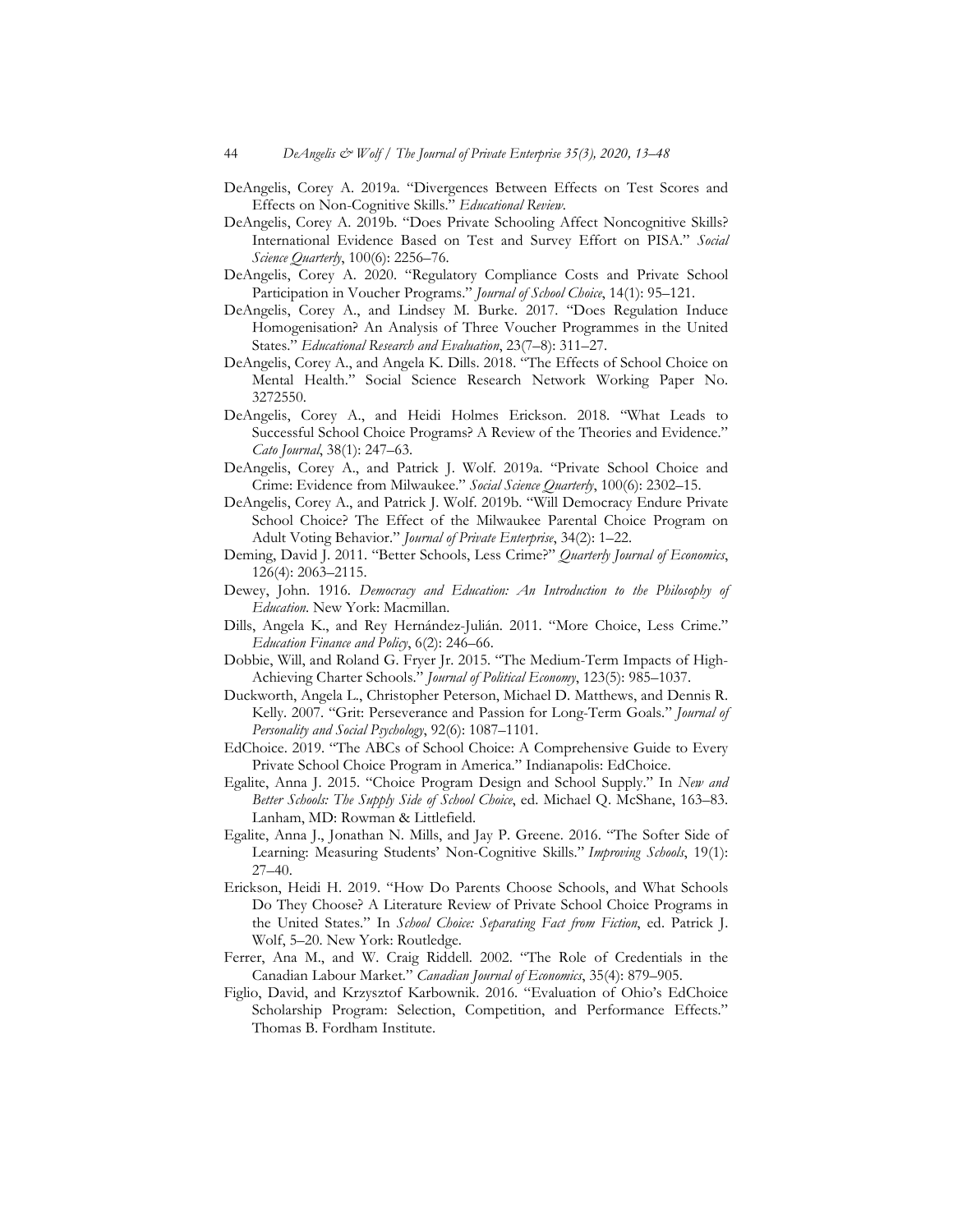DeAngelis, Corey A. 2019a. "Divergences Between Effects on Test Scores and Effects on Non-Cognitive Skills." *Educational Review*.

DeAngelis, Corey A. 2019b. "Does Private Schooling Affect Noncognitive Skills? International Evidence Based on Test and Survey Effort on PISA." *Social Science Quarterly*, 100(6): 2256–76.

DeAngelis, Corey A. 2020. "Regulatory Compliance Costs and Private School Participation in Voucher Programs." *Journal of School Choice*, 14(1): 95–121.

DeAngelis, Corey A., and Lindsey M. Burke. 2017. "Does Regulation Induce Homogenisation? An Analysis of Three Voucher Programmes in the United States." *Educational Research and Evaluation*, 23(7–8): 311–27.

DeAngelis, Corey A., and Angela K. Dills. 2018. "The Effects of School Choice on Mental Health." Social Science Research Network Working Paper No. 3272550.

DeAngelis, Corey A., and Heidi Holmes Erickson. 2018. "What Leads to Successful School Choice Programs? A Review of the Theories and Evidence." *Cato Journal*, 38(1): 247–63.

DeAngelis, Corey A., and Patrick J. Wolf. 2019a. "Private School Choice and Crime: Evidence from Milwaukee." *Social Science Quarterly*, 100(6): 2302–15.

DeAngelis, Corey A., and Patrick J. Wolf. 2019b. "Will Democracy Endure Private School Choice? The Effect of the Milwaukee Parental Choice Program on Adult Voting Behavior." *Journal of Private Enterprise*, 34(2): 1–22.

Deming, David J. 2011. "Better Schools, Less Crime?" *Quarterly Journal of Economics*, 126(4): 2063–2115.

Dewey, John. 1916. *Democracy and Education: An Introduction to the Philosophy of Education*. New York: Macmillan.

Dills, Angela K., and Rey Hernández-Julián. 2011. "More Choice, Less Crime." *Education Finance and Policy*, 6(2): 246–66.

Dobbie, Will, and Roland G. Fryer Jr. 2015. "The Medium-Term Impacts of High-Achieving Charter Schools." *Journal of Political Economy*, 123(5): 985–1037.

Duckworth, Angela L., Christopher Peterson, Michael D. Matthews, and Dennis R. Kelly. 2007. "Grit: Perseverance and Passion for Long-Term Goals." *Journal of Personality and Social Psychology*, 92(6): 1087–1101.

EdChoice. 2019. "The ABCs of School Choice: A Comprehensive Guide to Every Private School Choice Program in America." Indianapolis: EdChoice.

Egalite, Anna J. 2015. "Choice Program Design and School Supply." In *New and Better Schools: The Supply Side of School Choice*, ed. Michael Q. McShane, 163–83. Lanham, MD: Rowman & Littlefield.

Egalite, Anna J., Jonathan N. Mills, and Jay P. Greene. 2016. "The Softer Side of Learning: Measuring Students' Non-Cognitive Skills." *Improving Schools*, 19(1): 27–40.

Erickson, Heidi H. 2019. "How Do Parents Choose Schools, and What Schools Do They Choose? A Literature Review of Private School Choice Programs in the United States." In *School Choice: Separating Fact from Fiction*, ed. Patrick J. Wolf, 5–20. New York: Routledge.

Ferrer, Ana M., and W. Craig Riddell. 2002. "The Role of Credentials in the Canadian Labour Market." *Canadian Journal of Economics*, 35(4): 879–905.

Figlio, David, and Krzysztof Karbownik. 2016. "Evaluation of Ohio's EdChoice Scholarship Program: Selection, Competition, and Performance Effects." Thomas B. Fordham Institute.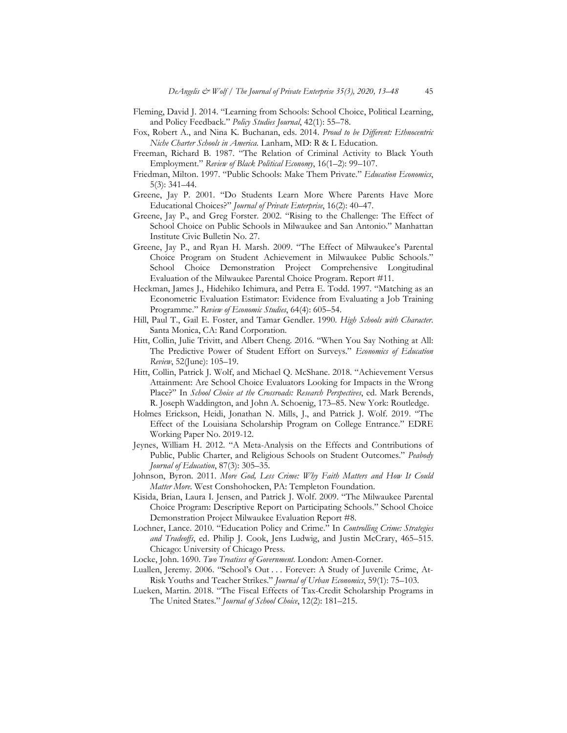Fleming, David J. 2014. "Learning from Schools: School Choice, Political Learning, and Policy Feedback." *Policy Studies Journal*, 42(1): 55–78.

Fox, Robert A., and Nina K. Buchanan, eds. 2014. *Proud to be Different: Ethnocentric Niche Charter Schools in America*. Lanham, MD: R & L Education.

Freeman, Richard B. 1987. "The Relation of Criminal Activity to Black Youth Employment." *Review of Black Political Economy*, 16(1–2): 99–107.

Friedman, Milton. 1997. "Public Schools: Make Them Private." *Education Economics*, 5(3): 341–44.

Greene, Jay P. 2001. "Do Students Learn More Where Parents Have More Educational Choices?" *Journal of Private Enterprise*, 16(2): 40–47.

Greene, Jay P., and Greg Forster. 2002. "Rising to the Challenge: The Effect of School Choice on Public Schools in Milwaukee and San Antonio." Manhattan Institute Civic Bulletin No. 27.

Greene, Jay P., and Ryan H. Marsh. 2009. "The Effect of Milwaukee's Parental Choice Program on Student Achievement in Milwaukee Public Schools." School Choice Demonstration Project Comprehensive Longitudinal Evaluation of the Milwaukee Parental Choice Program. Report #11.

Heckman, James J., Hidehiko Ichimura, and Petra E. Todd. 1997. "Matching as an Econometric Evaluation Estimator: Evidence from Evaluating a Job Training Programme." *Review of Economic Studies*, 64(4): 605–54.

Hill, Paul T., Gail E. Foster, and Tamar Gendler. 1990. *High Schools with Character*. Santa Monica, CA: Rand Corporation.

Hitt, Collin, Julie Trivitt, and Albert Cheng. 2016. "When You Say Nothing at All: The Predictive Power of Student Effort on Surveys." *Economics of Education Review*, 52(June): 105–19.

Hitt, Collin, Patrick J. Wolf, and Michael Q. McShane. 2018. "Achievement Versus Attainment: Are School Choice Evaluators Looking for Impacts in the Wrong Place?" In *School Choice at the Crossroads: Research Perspectives*, ed. Mark Berends, R. Joseph Waddington, and John A. Schoenig, 173–85. New York: Routledge.

Holmes Erickson, Heidi, Jonathan N. Mills, J., and Patrick J. Wolf. 2019. "The Effect of the Louisiana Scholarship Program on College Entrance." EDRE Working Paper No. 2019-12.

Jeynes, William H. 2012. "A Meta-Analysis on the Effects and Contributions of Public, Public Charter, and Religious Schools on Student Outcomes." *Peabody Journal of Education*, 87(3): 305–35.

Johnson, Byron. 2011. *More God, Less Crime: Why Faith Matters and How It Could Matter More*. West Conshohocken, PA: Templeton Foundation.

Kisida, Brian, Laura I. Jensen, and Patrick J. Wolf. 2009. "The Milwaukee Parental Choice Program: Descriptive Report on Participating Schools." School Choice Demonstration Project Milwaukee Evaluation Report #8.

Lochner, Lance. 2010. "Education Policy and Crime." In *Controlling Crime: Strategies and Tradeoffs*, ed. Philip J. Cook, Jens Ludwig, and Justin McCrary, 465–515. Chicago: University of Chicago Press.

Locke, John. 1690. *Two Treatises of Government*. London: Amen-Corner.

Luallen, Jeremy. 2006. "School's Out . . . Forever: A Study of Juvenile Crime, At-Risk Youths and Teacher Strikes." *Journal of Urban Economics*, 59(1): 75–103.

Lueken, Martin. 2018. "The Fiscal Effects of Tax-Credit Scholarship Programs in The United States." *Journal of School Choice*, 12(2): 181–215.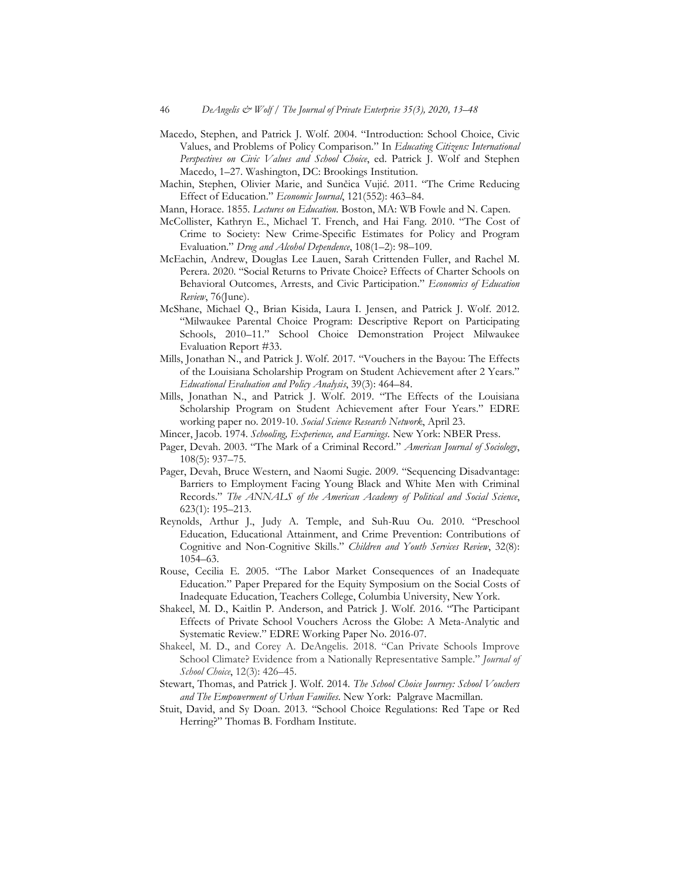Macedo, Stephen, and Patrick J. Wolf. 2004. "Introduction: School Choice, Civic Values, and Problems of Policy Comparison." In *Educating Citizens: International Perspectives on Civic Values and School Choice*, ed. Patrick J. Wolf and Stephen Macedo, 1–27. Washington, DC: Brookings Institution.

Machin, Stephen, Olivier Marie, and Sunčica Vujić. 2011. "The Crime Reducing Effect of Education." *Economic Journal*, 121(552): 463–84.

Mann, Horace. 1855. *Lectures on Education*. Boston, MA: WB Fowle and N. Capen.

McCollister, Kathryn E., Michael T. French, and Hai Fang. 2010. "The Cost of Crime to Society: New Crime-Specific Estimates for Policy and Program Evaluation." *Drug and Alcohol Dependence*, 108(1–2): 98–109.

McEachin, Andrew, Douglas Lee Lauen, Sarah Crittenden Fuller, and Rachel M. Perera. 2020. "Social Returns to Private Choice? Effects of Charter Schools on Behavioral Outcomes, Arrests, and Civic Participation." *Economics of Education Review*, 76(June).

McShane, Michael Q., Brian Kisida, Laura I. Jensen, and Patrick J. Wolf. 2012. "Milwaukee Parental Choice Program: Descriptive Report on Participating Schools, 2010–11." School Choice Demonstration Project Milwaukee Evaluation Report #33.

Mills, Jonathan N., and Patrick J. Wolf. 2017. "Vouchers in the Bayou: The Effects of the Louisiana Scholarship Program on Student Achievement after 2 Years." *Educational Evaluation and Policy Analysis*, 39(3): 464–84.

Mills, Jonathan N., and Patrick J. Wolf. 2019. "The Effects of the Louisiana Scholarship Program on Student Achievement after Four Years." EDRE working paper no. 2019-10. *Social Science Research Network*, April 23.

Mincer, Jacob. 1974. *Schooling, Experience, and Earnings*. New York: NBER Press.

Pager, Devah. 2003. "The Mark of a Criminal Record." *American Journal of Sociology*, 108(5): 937–75.

Pager, Devah, Bruce Western, and Naomi Sugie. 2009. "Sequencing Disadvantage: Barriers to Employment Facing Young Black and White Men with Criminal Records." *The ANNALS of the American Academy of Political and Social Science*, 623(1): 195–213.

Reynolds, Arthur J., Judy A. Temple, and Suh-Ruu Ou. 2010. "Preschool Education, Educational Attainment, and Crime Prevention: Contributions of Cognitive and Non-Cognitive Skills." *Children and Youth Services Review*, 32(8): 1054–63.

Rouse, Cecilia E. 2005. "The Labor Market Consequences of an Inadequate Education." Paper Prepared for the Equity Symposium on the Social Costs of Inadequate Education, Teachers College, Columbia University, New York.

Shakeel, M. D., Kaitlin P. Anderson, and Patrick J. Wolf. 2016. "The Participant Effects of Private School Vouchers Across the Globe: A Meta-Analytic and Systematic Review." EDRE Working Paper No. 2016-07.

Shakeel, M. D., and Corey A. DeAngelis. 2018. "Can Private Schools Improve School Climate? Evidence from a Nationally Representative Sample." *Journal of School Choice*, 12(3): 426–45.

Stewart, Thomas, and Patrick J. Wolf. 2014. *The School Choice Journey: School Vouchers and The Empowerment of Urban Families*. New York: Palgrave Macmillan.

Stuit, David, and Sy Doan. 2013. "School Choice Regulations: Red Tape or Red Herring?" Thomas B. Fordham Institute.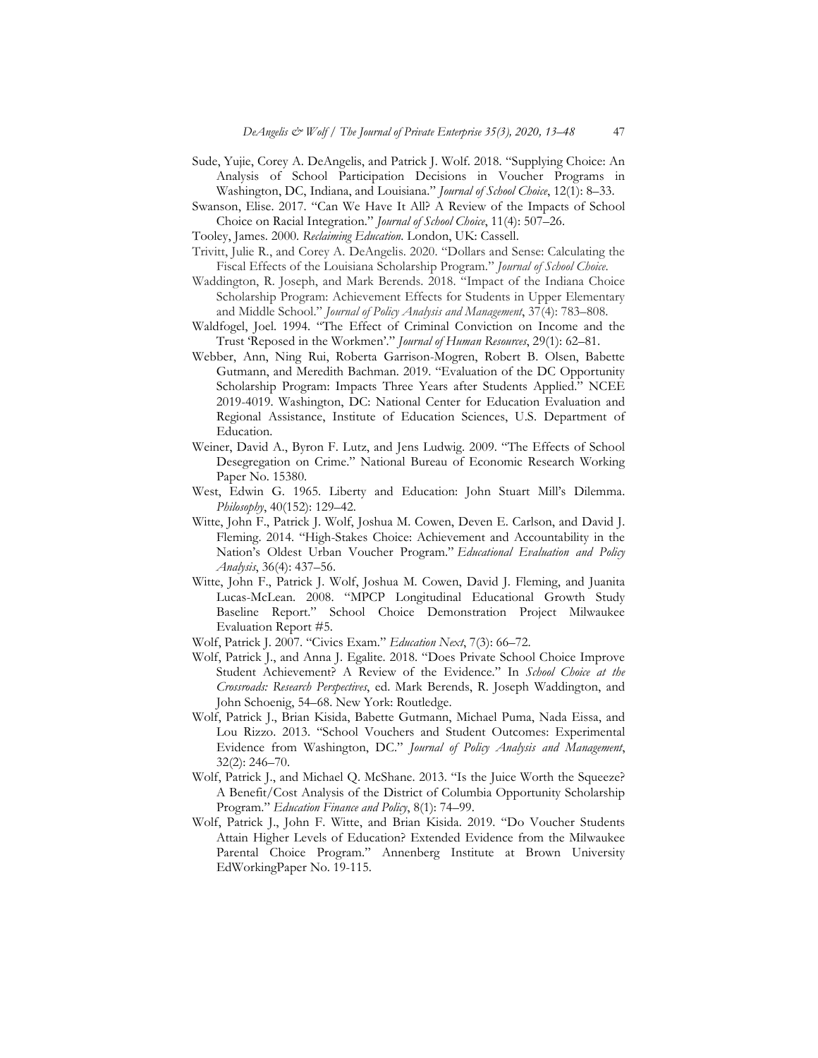Sude, Yujie, Corey A. DeAngelis, and Patrick J. Wolf. 2018. "Supplying Choice: An Analysis of School Participation Decisions in Voucher Programs in Washington, DC, Indiana, and Louisiana." *Journal of School Choice*, 12(1): 8–33.

Swanson, Elise. 2017. "Can We Have It All? A Review of the Impacts of School Choice on Racial Integration." *Journal of School Choice*, 11(4): 507–26.

Tooley, James. 2000. *Reclaiming Education*. London, UK: Cassell.

Trivitt, Julie R., and Corey A. DeAngelis. 2020. "Dollars and Sense: Calculating the Fiscal Effects of the Louisiana Scholarship Program." *Journal of School Choice*.

Waddington, R. Joseph, and Mark Berends. 2018. "Impact of the Indiana Choice Scholarship Program: Achievement Effects for Students in Upper Elementary and Middle School." *Journal of Policy Analysis and Management*, 37(4): 783–808.

Waldfogel, Joel. 1994. "The Effect of Criminal Conviction on Income and the Trust 'Reposed in the Workmen'." *Journal of Human Resources*, 29(1): 62–81.

Webber, Ann, Ning Rui, Roberta Garrison-Mogren, Robert B. Olsen, Babette Gutmann, and Meredith Bachman. 2019. "Evaluation of the DC Opportunity Scholarship Program: Impacts Three Years after Students Applied." NCEE 2019-4019. Washington, DC: National Center for Education Evaluation and Regional Assistance, Institute of Education Sciences, U.S. Department of Education.

Weiner, David A., Byron F. Lutz, and Jens Ludwig. 2009. "The Effects of School Desegregation on Crime." National Bureau of Economic Research Working Paper No. 15380.

West, Edwin G. 1965. Liberty and Education: John Stuart Mill's Dilemma. *Philosophy*, 40(152): 129–42.

Witte, John F., Patrick J. Wolf, Joshua M. Cowen, Deven E. Carlson, and David J. Fleming. 2014. "High-Stakes Choice: Achievement and Accountability in the Nation's Oldest Urban Voucher Program." *Educational Evaluation and Policy Analysis*, 36(4): 437–56.

Witte, John F., Patrick J. Wolf, Joshua M. Cowen, David J. Fleming, and Juanita Lucas-McLean. 2008. "MPCP Longitudinal Educational Growth Study Baseline Report." School Choice Demonstration Project Milwaukee Evaluation Report #5.

Wolf, Patrick J. 2007. "Civics Exam." *Education Next*, 7(3): 66–72.

Wolf, Patrick J., and Anna J. Egalite. 2018. "Does Private School Choice Improve Student Achievement? A Review of the Evidence." In *School Choice at the Crossroads: Research Perspectives*, ed. Mark Berends, R. Joseph Waddington, and John Schoenig, 54–68. New York: Routledge.

Wolf, Patrick J., Brian Kisida, Babette Gutmann, Michael Puma, Nada Eissa, and Lou Rizzo. 2013. "School Vouchers and Student Outcomes: Experimental Evidence from Washington, DC." *Journal of Policy Analysis and Management*, 32(2): 246–70.

Wolf, Patrick J., and Michael Q. McShane. 2013. "Is the Juice Worth the Squeeze? A Benefit/Cost Analysis of the District of Columbia Opportunity Scholarship Program." *Education Finance and Policy*, 8(1): 74–99.

Wolf, Patrick J., John F. Witte, and Brian Kisida. 2019. "Do Voucher Students Attain Higher Levels of Education? Extended Evidence from the Milwaukee Parental Choice Program." Annenberg Institute at Brown University EdWorkingPaper No. 19-115.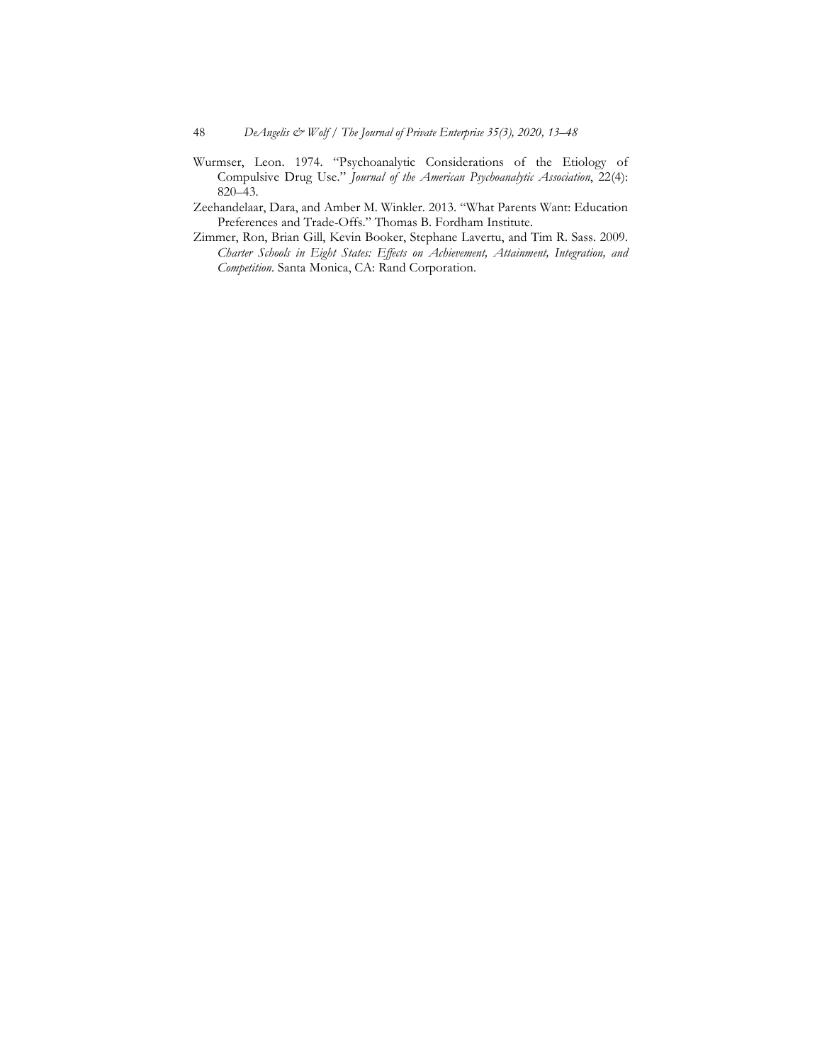Wurmser, Leon. 1974. "Psychoanalytic Considerations of the Etiology of Compulsive Drug Use." *Journal of the American Psychoanalytic Association*, 22(4): 820–43.

Zeehandelaar, Dara, and Amber M. Winkler. 2013. "What Parents Want: Education Preferences and Trade-Offs." Thomas B. Fordham Institute.

Zimmer, Ron, Brian Gill, Kevin Booker, Stephane Lavertu, and Tim R. Sass. 2009. *Charter Schools in Eight States: Effects on Achievement, Attainment, Integration, and Competition*. Santa Monica, CA: Rand Corporation.